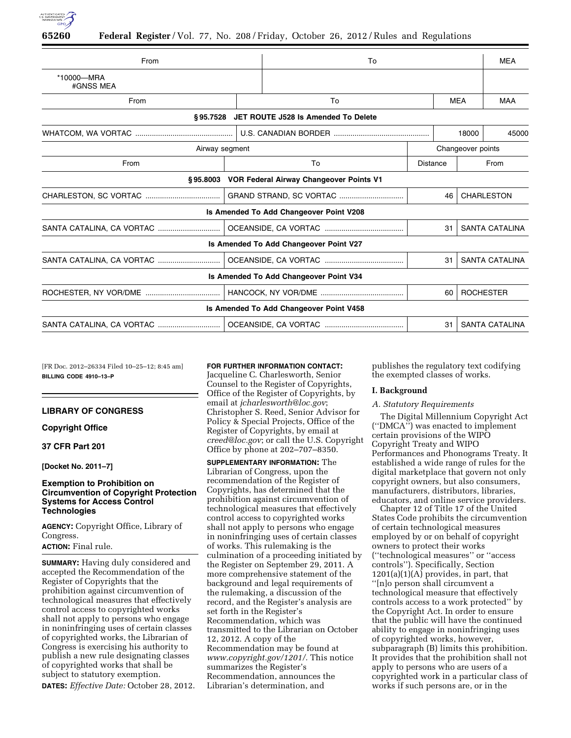| From | To | MEA |
|---|---|---|
| *10000—MRA<br>#GNSS MEA | | |

| From | To | MEA | MAA |
|---|---|---|---|
| **§ 95.7528 JET ROUTE J528 Is Amended To Delete** | | | |
| WHATCOM, WA VORTAC | U.S. CANADIAN BORDER | 18000 | 45000 |

| Airway segment | | Changeover points | |
|---|---|---|---|
| From | To | Distance | From |
| **§ 95.8003 VOR Federal Airway Changeover Points V1** | | | |
| CHARLESTON, SC VORTAC | GRAND STRAND, SC VORTAC | 46 | CHARLESTON |
| **Is Amended To Add Changeover Point V208** | | | |
| SANTA CATALINA, CA VORTAC | OCEANSIDE, CA VORTAC | 31 | SANTA CATALINA |
| **Is Amended To Add Changeover Point V27** | | | |
| SANTA CATALINA, CA VORTAC | OCEANSIDE, CA VORTAC | 31 | SANTA CATALINA |
| **Is Amended To Add Changeover Point V34** | | | |
| ROCHESTER, NY VOR/DME | HANCOCK, NY VOR/DME | 60 | ROCHESTER |
| **Is Amended To Add Changeover Point V458** | | | |
| SANTA CATALINA, CA VORTAC | OCEANSIDE, CA VORTAC | 31 | SANTA CATALINA |

[FR Doc. 2012–26334 Filed 10–25–12; 8:45 am]

**BILLING CODE 4910–13–P**

## LIBRARY OF CONGRESS

### Copyright Office

### 37 CFR Part 201

**[Docket No. 2011–7]**

### Exemption to Prohibition on Circumvention of Copyright Protection Systems for Access Control Technologies

**AGENCY:** Copyright Office, Library of Congress.

**ACTION:** Final rule.

**SUMMARY:** Having duly considered and accepted the Recommendation of the Register of Copyrights that the prohibition against circumvention of technological measures that effectively control access to copyrighted works shall not apply to persons who engage in noninfringing uses of certain classes of copyrighted works, the Librarian of Congress is exercising his authority to publish a new rule designating classes of copyrighted works that shall be subject to statutory exemption.

**DATES:** *Effective Date:* October 28, 2012.

**FOR FURTHER INFORMATION CONTACT:** Jacqueline C. Charlesworth, Senior Counsel to the Register of Copyrights, Office of the Register of Copyrights, by email at *jcharlesworth@loc.gov*; Christopher S. Reed, Senior Advisor for Policy & Special Projects, Office of the Register of Copyrights, by email at *creed@loc.gov*; or call the U.S. Copyright Office by phone at 202–707–8350.

**SUPPLEMENTARY INFORMATION:** The Librarian of Congress, upon the recommendation of the Register of Copyrights, has determined that the prohibition against circumvention of technological measures that effectively control access to copyrighted works shall not apply to persons who engage in noninfringing uses of certain classes of works. This rulemaking is the culmination of a proceeding initiated by the Register on September 29, 2011. A more comprehensive statement of the background and legal requirements of the rulemaking, a discussion of the record, and the Register's analysis are set forth in the Register's Recommendation, which was transmitted to the Librarian on October 12, 2012. A copy of the Recommendation may be found at *www.copyright.gov/1201/*. This notice summarizes the Register's Recommendation, announces the Librarian's determination, and publishes the regulatory text codifying the exempted classes of works.

**I. Background**

*A. Statutory Requirements*

The Digital Millennium Copyright Act (''DMCA'') was enacted to implement certain provisions of the WIPO Copyright Treaty and WIPO Performances and Phonograms Treaty. It established a wide range of rules for the digital marketplace that govern not only copyright owners, but also consumers, manufacturers, distributors, libraries, educators, and online service providers.

Chapter 12 of Title 17 of the United States Code prohibits the circumvention of certain technological measures employed by or on behalf of copyright owners to protect their works (''technological measures'' or ''access controls''). Specifically, Section 1201(a)(1)(A) provides, in part, that ''[n]o person shall circumvent a technological measure that effectively controls access to a work protected'' by the Copyright Act. In order to ensure that the public will have the continued ability to engage in noninfringing uses of copyrighted works, however, subparagraph (B) limits this prohibition. It provides that the prohibition shall not apply to persons who are users of a copyrighted work in a particular class of works if such persons are, or in the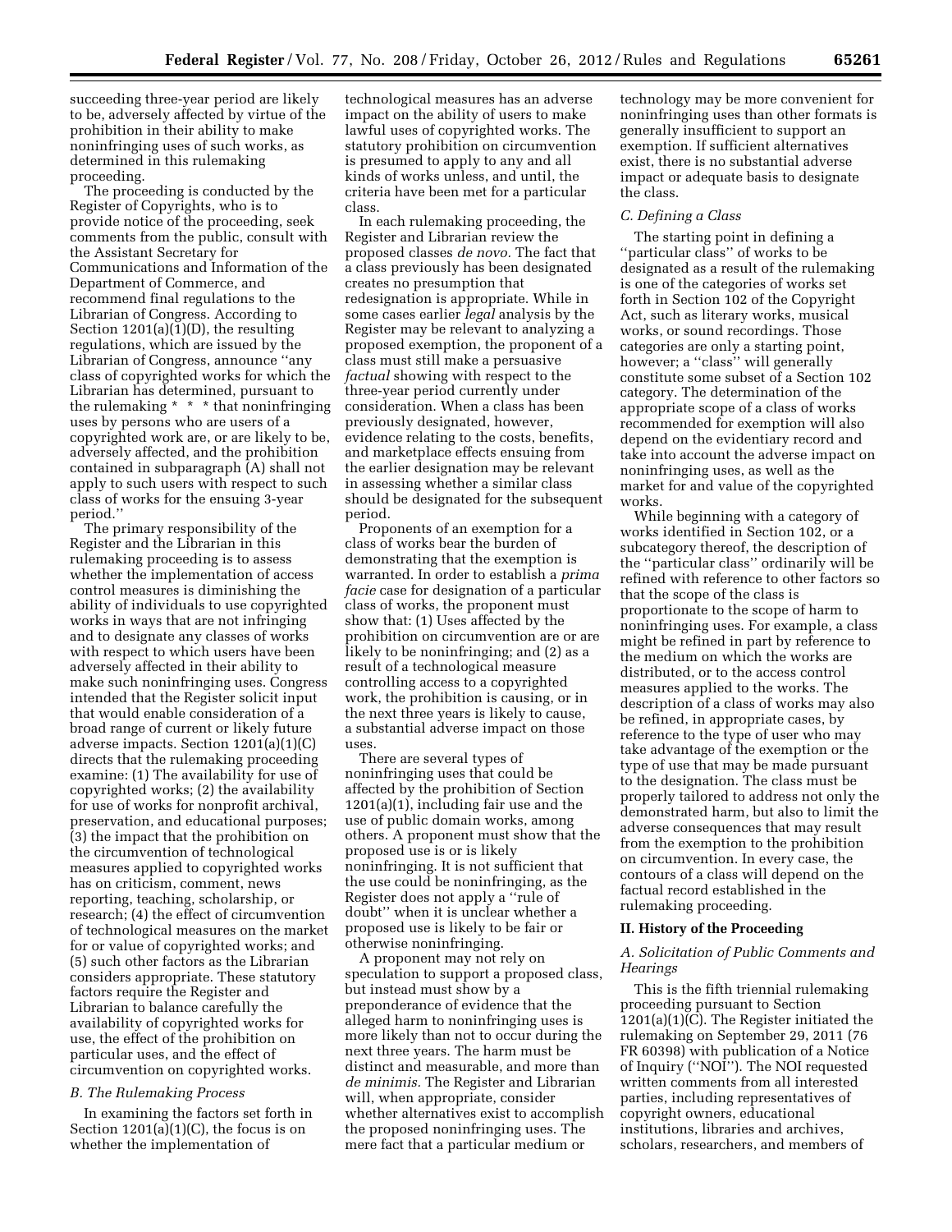succeeding three-year period are likely to be, adversely affected by virtue of the prohibition in their ability to make noninfringing uses of such works, as determined in this rulemaking proceeding.

The proceeding is conducted by the Register of Copyrights, who is to provide notice of the proceeding, seek comments from the public, consult with the Assistant Secretary for Communications and Information of the Department of Commerce, and recommend final regulations to the Librarian of Congress. According to Section 1201(a)(1)(D), the resulting regulations, which are issued by the Librarian of Congress, announce ''any class of copyrighted works for which the Librarian has determined, pursuant to the rulemaking * * * that noninfringing uses by persons who are users of a copyrighted work are, or are likely to be, adversely affected, and the prohibition contained in subparagraph (A) shall not apply to such users with respect to such class of works for the ensuing 3-year period.''

The primary responsibility of the Register and the Librarian in this rulemaking proceeding is to assess whether the implementation of access control measures is diminishing the ability of individuals to use copyrighted works in ways that are not infringing and to designate any classes of works with respect to which users have been adversely affected in their ability to make such noninfringing uses. Congress intended that the Register solicit input that would enable consideration of a broad range of current or likely future adverse impacts. Section 1201(a)(1)(C) directs that the rulemaking proceeding examine: (1) The availability for use of copyrighted works; (2) the availability for use of works for nonprofit archival, preservation, and educational purposes; (3) the impact that the prohibition on the circumvention of technological measures applied to copyrighted works has on criticism, comment, news reporting, teaching, scholarship, or research; (4) the effect of circumvention of technological measures on the market for or value of copyrighted works; and (5) such other factors as the Librarian considers appropriate. These statutory factors require the Register and Librarian to balance carefully the availability of copyrighted works for use, the effect of the prohibition on particular uses, and the effect of circumvention on copyrighted works.

### *B. The Rulemaking Process*

In examining the factors set forth in Section 1201(a)(1)(C), the focus is on whether the implementation of technological measures has an adverse impact on the ability of users to make lawful uses of copyrighted works. The statutory prohibition on circumvention is presumed to apply to any and all kinds of works unless, and until, the criteria have been met for a particular class.

In each rulemaking proceeding, the Register and Librarian review the proposed classes *de novo.* The fact that a class previously has been designated creates no presumption that redesignation is appropriate. While in some cases earlier *legal* analysis by the Register may be relevant to analyzing a proposed exemption, the proponent of a class must still make a persuasive *factual* showing with respect to the three-year period currently under consideration. When a class has been previously designated, however, evidence relating to the costs, benefits, and marketplace effects ensuing from the earlier designation may be relevant in assessing whether a similar class should be designated for the subsequent period.

Proponents of an exemption for a class of works bear the burden of demonstrating that the exemption is warranted. In order to establish a *prima facie* case for designation of a particular class of works, the proponent must show that: (1) Uses affected by the prohibition on circumvention are or are likely to be noninfringing; and (2) as a result of a technological measure controlling access to a copyrighted work, the prohibition is causing, or in the next three years is likely to cause, a substantial adverse impact on those uses.

There are several types of noninfringing uses that could be affected by the prohibition of Section 1201(a)(1), including fair use and the use of public domain works, among others. A proponent must show that the proposed use is or is likely noninfringing. It is not sufficient that the use could be noninfringing, as the Register does not apply a ''rule of doubt'' when it is unclear whether a proposed use is likely to be fair or otherwise noninfringing.

A proponent may not rely on speculation to support a proposed class, but instead must show by a preponderance of evidence that the alleged harm to noninfringing uses is more likely than not to occur during the next three years. The harm must be distinct and measurable, and more than *de minimis.* The Register and Librarian will, when appropriate, consider whether alternatives exist to accomplish the proposed noninfringing uses. The mere fact that a particular medium or technology may be more convenient for noninfringing uses than other formats is generally insufficient to support an exemption. If sufficient alternatives exist, there is no substantial adverse impact or adequate basis to designate the class.

### *C. Defining a Class*

The starting point in defining a ''particular class'' of works to be designated as a result of the rulemaking is one of the categories of works set forth in Section 102 of the Copyright Act, such as literary works, musical works, or sound recordings. Those categories are only a starting point, however; a ''class'' will generally constitute some subset of a Section 102 category. The determination of the appropriate scope of a class of works recommended for exemption will also depend on the evidentiary record and take into account the adverse impact on noninfringing uses, as well as the market for and value of the copyrighted works.

While beginning with a category of works identified in Section 102, or a subcategory thereof, the description of the ''particular class'' ordinarily will be refined with reference to other factors so that the scope of the class is proportionate to the scope of harm to noninfringing uses. For example, a class might be refined in part by reference to the medium on which the works are distributed, or to the access control measures applied to the works. The description of a class of works may also be refined, in appropriate cases, by reference to the type of user who may take advantage of the exemption or the type of use that may be made pursuant to the designation. The class must be properly tailored to address not only the demonstrated harm, but also to limit the adverse consequences that may result from the exemption to the prohibition on circumvention. In every case, the contours of a class will depend on the factual record established in the rulemaking proceeding.

## II. History of the Proceeding

### *A. Solicitation of Public Comments and Hearings*

This is the fifth triennial rulemaking proceeding pursuant to Section 1201(a)(1)(C). The Register initiated the rulemaking on September 29, 2011 (76 FR 60398) with publication of a Notice of Inquiry (''NOI''). The NOI requested written comments from all interested parties, including representatives of copyright owners, educational institutions, libraries and archives, scholars, researchers, and members of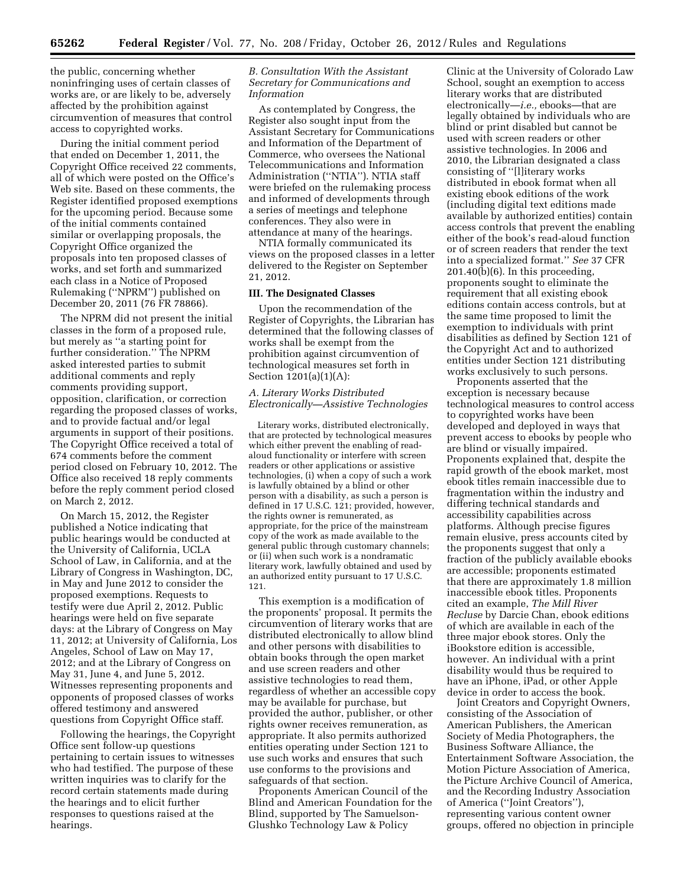the public, concerning whether noninfringing uses of certain classes of works are, or are likely to be, adversely affected by the prohibition against circumvention of measures that control access to copyrighted works.

During the initial comment period that ended on December 1, 2011, the Copyright Office received 22 comments, all of which were posted on the Office's Web site. Based on these comments, the Register identified proposed exemptions for the upcoming period. Because some of the initial comments contained similar or overlapping proposals, the Copyright Office organized the proposals into ten proposed classes of works, and set forth and summarized each class in a Notice of Proposed Rulemaking (''NPRM'') published on December 20, 2011 (76 FR 78866).

The NPRM did not present the initial classes in the form of a proposed rule, but merely as ''a starting point for further consideration.'' The NPRM asked interested parties to submit additional comments and reply comments providing support, opposition, clarification, or correction regarding the proposed classes of works, and to provide factual and/or legal arguments in support of their positions. The Copyright Office received a total of 674 comments before the comment period closed on February 10, 2012. The Office also received 18 reply comments before the reply comment period closed on March 2, 2012.

On March 15, 2012, the Register published a Notice indicating that public hearings would be conducted at the University of California, UCLA School of Law, in California, and at the Library of Congress in Washington, DC, in May and June 2012 to consider the proposed exemptions. Requests to testify were due April 2, 2012. Public hearings were held on five separate days: at the Library of Congress on May 11, 2012; at University of California, Los Angeles, School of Law on May 17, 2012; and at the Library of Congress on May 31, June 4, and June 5, 2012. Witnesses representing proponents and opponents of proposed classes of works offered testimony and answered questions from Copyright Office staff.

Following the hearings, the Copyright Office sent follow-up questions pertaining to certain issues to witnesses who had testified. The purpose of these written inquiries was to clarify for the record certain statements made during the hearings and to elicit further responses to questions raised at the hearings.

### *B. Consultation With the Assistant Secretary for Communications and Information*

As contemplated by Congress, the Register also sought input from the Assistant Secretary for Communications and Information of the Department of Commerce, who oversees the National Telecommunications and Information Administration (''NTIA''). NTIA staff were briefed on the rulemaking process and informed of developments through a series of meetings and telephone conferences. They also were in attendance at many of the hearings.

NTIA formally communicated its views on the proposed classes in a letter delivered to the Register on September 21, 2012.

## III. The Designated Classes

Upon the recommendation of the Register of Copyrights, the Librarian has determined that the following classes of works shall be exempt from the prohibition against circumvention of technological measures set forth in Section 1201(a)(1)(A):

### *A. Literary Works Distributed Electronically—Assistive Technologies*

Literary works, distributed electronically, that are protected by technological measures which either prevent the enabling of read-aloud functionality or interfere with screen readers or other applications or assistive technologies, (i) when a copy of such a work is lawfully obtained by a blind or other person with a disability, as such a person is defined in 17 U.S.C. 121; provided, however, the rights owner is remunerated, as appropriate, for the price of the mainstream copy of the work as made available to the general public through customary channels; or (ii) when such work is a nondramatic literary work, lawfully obtained and used by an authorized entity pursuant to 17 U.S.C. 121.

This exemption is a modification of the proponents' proposal. It permits the circumvention of literary works that are distributed electronically to allow blind and other persons with disabilities to obtain books through the open market and use screen readers and other assistive technologies to read them, regardless of whether an accessible copy may be available for purchase, but provided the author, publisher, or other rights owner receives remuneration, as appropriate. It also permits authorized entities operating under Section 121 to use such works and ensures that such use conforms to the provisions and safeguards of that section.

Proponents American Council of the Blind and American Foundation for the Blind, supported by The Samuelson-Glushko Technology Law & Policy Clinic at the University of Colorado Law School, sought an exemption to access literary works that are distributed electronically—*i.e.,* ebooks—that are legally obtained by individuals who are blind or print disabled but cannot be used with screen readers or other assistive technologies. In 2006 and 2010, the Librarian designated a class consisting of ''[l]iterary works distributed in ebook format when all existing ebook editions of the work (including digital text editions made available by authorized entities) contain access controls that prevent the enabling either of the book's read-aloud function or of screen readers that render the text into a specialized format.'' *See* 37 CFR 201.40(b)(6). In this proceeding, proponents sought to eliminate the requirement that all existing ebook editions contain access controls, but at the same time proposed to limit the exemption to individuals with print disabilities as defined by Section 121 of the Copyright Act and to authorized entities under Section 121 distributing works exclusively to such persons.

Proponents asserted that the exception is necessary because technological measures to control access to copyrighted works have been developed and deployed in ways that prevent access to ebooks by people who are blind or visually impaired. Proponents explained that, despite the rapid growth of the ebook market, most ebook titles remain inaccessible due to fragmentation within the industry and differing technical standards and accessibility capabilities across platforms. Although precise figures remain elusive, press accounts cited by the proponents suggest that only a fraction of the publicly available ebooks are accessible; proponents estimated that there are approximately 1.8 million inaccessible ebook titles. Proponents cited an example, *The Mill River Recluse* by Darcie Chan, ebook editions of which are available in each of the three major ebook stores. Only the iBookstore edition is accessible, however. An individual with a print disability would thus be required to have an iPhone, iPad, or other Apple device in order to access the book.

Joint Creators and Copyright Owners, consisting of the Association of American Publishers, the American Society of Media Photographers, the Business Software Alliance, the Entertainment Software Association, the Motion Picture Association of America, the Picture Archive Council of America, and the Recording Industry Association of America (''Joint Creators''), representing various content owner groups, offered no objection in principle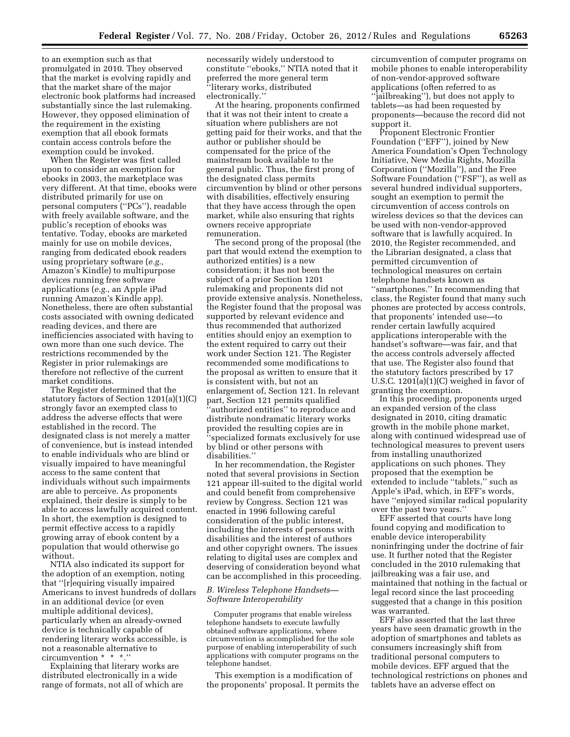to an exemption such as that promulgated in 2010. They observed that the market is evolving rapidly and that the market share of the major electronic book platforms had increased substantially since the last rulemaking. However, they opposed elimination of the requirement in the existing exemption that all ebook formats contain access controls before the exemption could be invoked.

When the Register was first called upon to consider an exemption for ebooks in 2003, the marketplace was very different. At that time, ebooks were distributed primarily for use on personal computers (''PCs''), readable with freely available software, and the public's reception of ebooks was tentative. Today, ebooks are marketed mainly for use on mobile devices, ranging from dedicated ebook readers using proprietary software (*e.g.,* Amazon's Kindle) to multipurpose devices running free software applications (*e.g.,* an Apple iPad running Amazon's Kindle app). Nonetheless, there are often substantial costs associated with owning dedicated reading devices, and there are inefficiencies associated with having to own more than one such device. The restrictions recommended by the Register in prior rulemakings are therefore not reflective of the current market conditions.

The Register determined that the statutory factors of Section 1201(a)(1)(C) strongly favor an exempted class to address the adverse effects that were established in the record. The designated class is not merely a matter of convenience, but is instead intended to enable individuals who are blind or visually impaired to have meaningful access to the same content that individuals without such impairments are able to perceive. As proponents explained, their desire is simply to be able to access lawfully acquired content. In short, the exemption is designed to permit effective access to a rapidly growing array of ebook content by a population that would otherwise go without.

NTIA also indicated its support for the adoption of an exemption, noting that ''[r]equiring visually impaired Americans to invest hundreds of dollars in an additional device (or even multiple additional devices), particularly when an already-owned device is technically capable of rendering literary works accessible, is not a reasonable alternative to circumvention * * *.''

Explaining that literary works are distributed electronically in a wide range of formats, not all of which are necessarily widely understood to constitute ''ebooks,'' NTIA noted that it preferred the more general term ''literary works, distributed electronically.''

At the hearing, proponents confirmed that it was not their intent to create a situation where publishers are not getting paid for their works, and that the author or publisher should be compensated for the price of the mainstream book available to the general public. Thus, the first prong of the designated class permits circumvention by blind or other persons with disabilities, effectively ensuring that they have access through the open market, while also ensuring that rights owners receive appropriate remuneration.

The second prong of the proposal (the part that would extend the exemption to authorized entities) is a new consideration; it has not been the subject of a prior Section 1201 rulemaking and proponents did not provide extensive analysis. Nonetheless, the Register found that the proposal was supported by relevant evidence and thus recommended that authorized entities should enjoy an exemption to the extent required to carry out their work under Section 121. The Register recommended some modifications to the proposal as written to ensure that it is consistent with, but not an enlargement of, Section 121. In relevant part, Section 121 permits qualified ''authorized entities'' to reproduce and distribute nondramatic literary works provided the resulting copies are in ''specialized formats exclusively for use by blind or other persons with disabilities.''

In her recommendation, the Register noted that several provisions in Section 121 appear ill-suited to the digital world and could benefit from comprehensive review by Congress. Section 121 was enacted in 1996 following careful consideration of the public interest, including the interests of persons with disabilities and the interest of authors and other copyright owners. The issues relating to digital uses are complex and deserving of consideration beyond what can be accomplished in this proceeding.

### *B. Wireless Telephone Handsets—Software Interoperability*

Computer programs that enable wireless telephone handsets to execute lawfully obtained software applications, where circumvention is accomplished for the sole purpose of enabling interoperability of such applications with computer programs on the telephone handset.

This exemption is a modification of the proponents' proposal. It permits the circumvention of computer programs on mobile phones to enable interoperability of non-vendor-approved software applications (often referred to as ''jailbreaking''), but does not apply to tablets—as had been requested by proponents—because the record did not support it.

Proponent Electronic Frontier Foundation (''EFF''), joined by New America Foundation's Open Technology Initiative, New Media Rights, Mozilla Corporation (''Mozilla''), and the Free Software Foundation (''FSF''), as well as several hundred individual supporters, sought an exemption to permit the circumvention of access controls on wireless devices so that the devices can be used with non-vendor-approved software that is lawfully acquired. In 2010, the Register recommended, and the Librarian designated, a class that permitted circumvention of technological measures on certain telephone handsets known as ''smartphones.'' In recommending that class, the Register found that many such phones are protected by access controls, that proponents' intended use—to render certain lawfully acquired applications interoperable with the handset's software—was fair, and that the access controls adversely affected that use. The Register also found that the statutory factors prescribed by 17 U.S.C. 1201(a)(1)(C) weighed in favor of granting the exemption.

In this proceeding, proponents urged an expanded version of the class designated in 2010, citing dramatic growth in the mobile phone market, along with continued widespread use of technological measures to prevent users from installing unauthorized applications on such phones. They proposed that the exemption be extended to include ''tablets,'' such as Apple's iPad, which, in EFF's words, have ''enjoyed similar radical popularity over the past two years.''

EFF asserted that courts have long found copying and modification to enable device interoperability noninfringing under the doctrine of fair use. It further noted that the Register concluded in the 2010 rulemaking that jailbreaking was a fair use, and maintained that nothing in the factual or legal record since the last proceeding suggested that a change in this position was warranted.

EFF also asserted that the last three years have seen dramatic growth in the adoption of smartphones and tablets as consumers increasingly shift from traditional personal computers to mobile devices. EFF argued that the technological restrictions on phones and tablets have an adverse effect on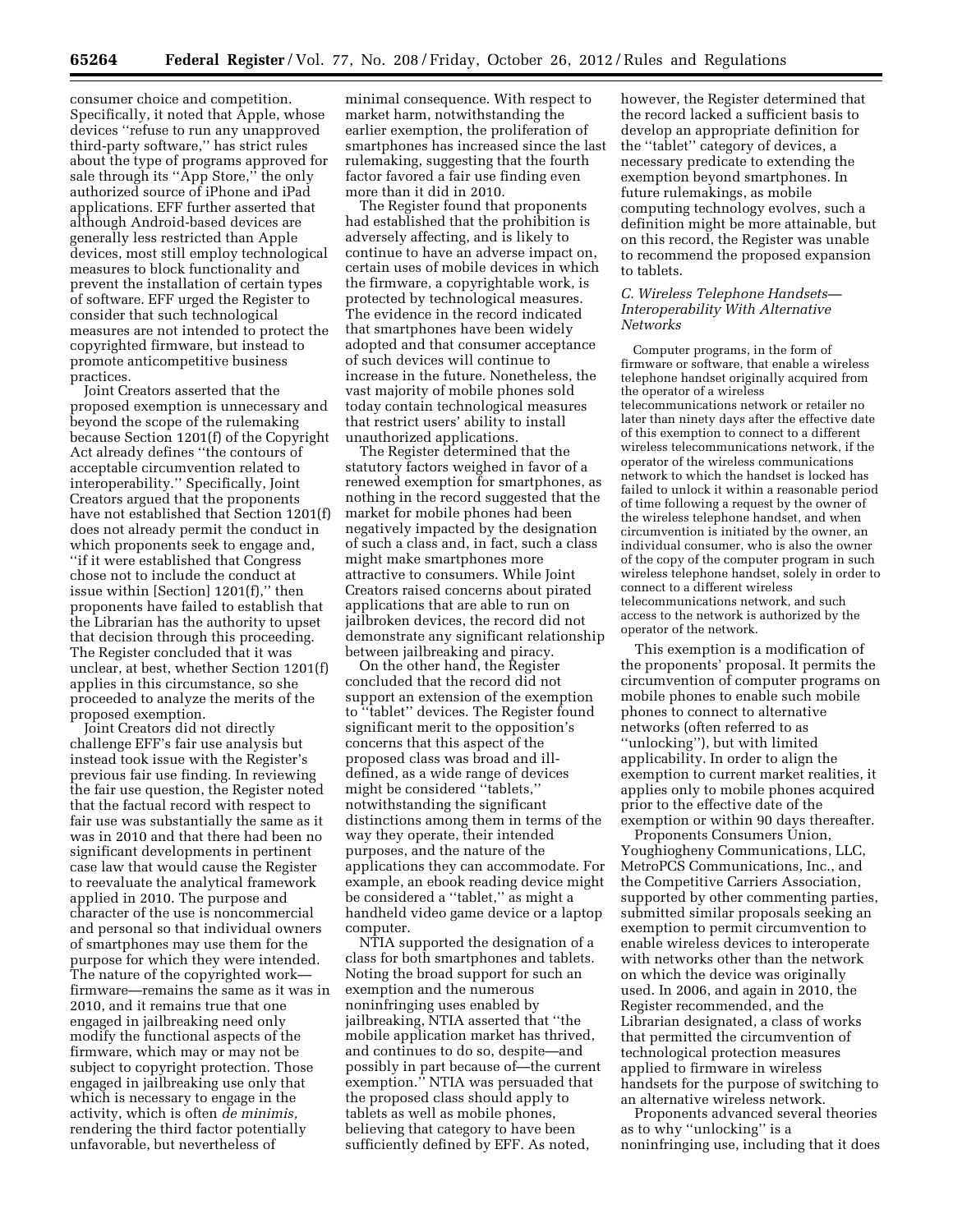consumer choice and competition. Specifically, it noted that Apple, whose devices ''refuse to run any unapproved third-party software,'' has strict rules about the type of programs approved for sale through its ''App Store,'' the only authorized source of iPhone and iPad applications. EFF further asserted that although Android-based devices are generally less restricted than Apple devices, most still employ technological measures to block functionality and prevent the installation of certain types of software. EFF urged the Register to consider that such technological measures are not intended to protect the copyrighted firmware, but instead to promote anticompetitive business practices.

Joint Creators asserted that the proposed exemption is unnecessary and beyond the scope of the rulemaking because Section 1201(f) of the Copyright Act already defines ''the contours of acceptable circumvention related to interoperability.'' Specifically, Joint Creators argued that the proponents have not established that Section 1201(f) does not already permit the conduct in which proponents seek to engage and, ''if it were established that Congress chose not to include the conduct at issue within [Section] 1201(f),'' then proponents have failed to establish that the Librarian has the authority to upset that decision through this proceeding. The Register concluded that it was unclear, at best, whether Section 1201(f) applies in this circumstance, so she proceeded to analyze the merits of the proposed exemption.

Joint Creators did not directly challenge EFF's fair use analysis but instead took issue with the Register's previous fair use finding. In reviewing the fair use question, the Register noted that the factual record with respect to fair use was substantially the same as it was in 2010 and that there had been no significant developments in pertinent case law that would cause the Register to reevaluate the analytical framework applied in 2010. The purpose and character of the use is noncommercial and personal so that individual owners of smartphones may use them for the purpose for which they were intended. The nature of the copyrighted work—firmware—remains the same as it was in 2010, and it remains true that one engaged in jailbreaking need only modify the functional aspects of the firmware, which may or may not be subject to copyright protection. Those engaged in jailbreaking use only that which is necessary to engage in the activity, which is often *de minimis,* rendering the third factor potentially unfavorable, but nevertheless of minimal consequence. With respect to market harm, notwithstanding the earlier exemption, the proliferation of smartphones has increased since the last rulemaking, suggesting that the fourth factor favored a fair use finding even more than it did in 2010.

The Register found that proponents had established that the prohibition is adversely affecting, and is likely to continue to have an adverse impact on, certain uses of mobile devices in which the firmware, a copyrightable work, is protected by technological measures. The evidence in the record indicated that smartphones have been widely adopted and that consumer acceptance of such devices will continue to increase in the future. Nonetheless, the vast majority of mobile phones sold today contain technological measures that restrict users' ability to install unauthorized applications.

The Register determined that the statutory factors weighed in favor of a renewed exemption for smartphones, as nothing in the record suggested that the market for mobile phones had been negatively impacted by the designation of such a class and, in fact, such a class might make smartphones more attractive to consumers. While Joint Creators raised concerns about pirated applications that are able to run on jailbroken devices, the record did not demonstrate any significant relationship between jailbreaking and piracy.

On the other hand, the Register concluded that the record did not support an extension of the exemption to ''tablet'' devices. The Register found significant merit to the opposition's concerns that this aspect of the proposed class was broad and ill-defined, as a wide range of devices might be considered ''tablets,'' notwithstanding the significant distinctions among them in terms of the way they operate, their intended purposes, and the nature of the applications they can accommodate. For example, an ebook reading device might be considered a ''tablet,'' as might a handheld video game device or a laptop computer.

NTIA supported the designation of a class for both smartphones and tablets. Noting the broad support for such an exemption and the numerous noninfringing uses enabled by jailbreaking, NTIA asserted that ''the mobile application market has thrived, and continues to do so, despite—and possibly in part because of—the current exemption.'' NTIA was persuaded that the proposed class should apply to tablets as well as mobile phones, believing that category to have been sufficiently defined by EFF. As noted, however, the Register determined that the record lacked a sufficient basis to develop an appropriate definition for the ''tablet'' category of devices, a necessary predicate to extending the exemption beyond smartphones. In future rulemakings, as mobile computing technology evolves, such a definition might be more attainable, but on this record, the Register was unable to recommend the proposed expansion to tablets.

### *C. Wireless Telephone Handsets—Interoperability With Alternative Networks*

Computer programs, in the form of firmware or software, that enable a wireless telephone handset originally acquired from the operator of a wireless telecommunications network or retailer no later than ninety days after the effective date of this exemption to connect to a different wireless telecommunications network, if the operator of the wireless communications network to which the handset is locked has failed to unlock it within a reasonable period of time following a request by the owner of the wireless telephone handset, and when circumvention is initiated by the owner, an individual consumer, who is also the owner of the copy of the computer program in such wireless telephone handset, solely in order to connect to a different wireless telecommunications network, and such access to the network is authorized by the operator of the network.

This exemption is a modification of the proponents' proposal. It permits the circumvention of computer programs on mobile phones to enable such mobile phones to connect to alternative networks (often referred to as ''unlocking''), but with limited applicability. In order to align the exemption to current market realities, it applies only to mobile phones acquired prior to the effective date of the exemption or within 90 days thereafter.

Proponents Consumers Union, Youghiogheny Communications, LLC, MetroPCS Communications, Inc., and the Competitive Carriers Association, supported by other commenting parties, submitted similar proposals seeking an exemption to permit circumvention to enable wireless devices to interoperate with networks other than the network on which the device was originally used. In 2006, and again in 2010, the Register recommended, and the Librarian designated, a class of works that permitted the circumvention of technological protection measures applied to firmware in wireless handsets for the purpose of switching to an alternative wireless network.

Proponents advanced several theories as to why ''unlocking'' is a noninfringing use, including that it does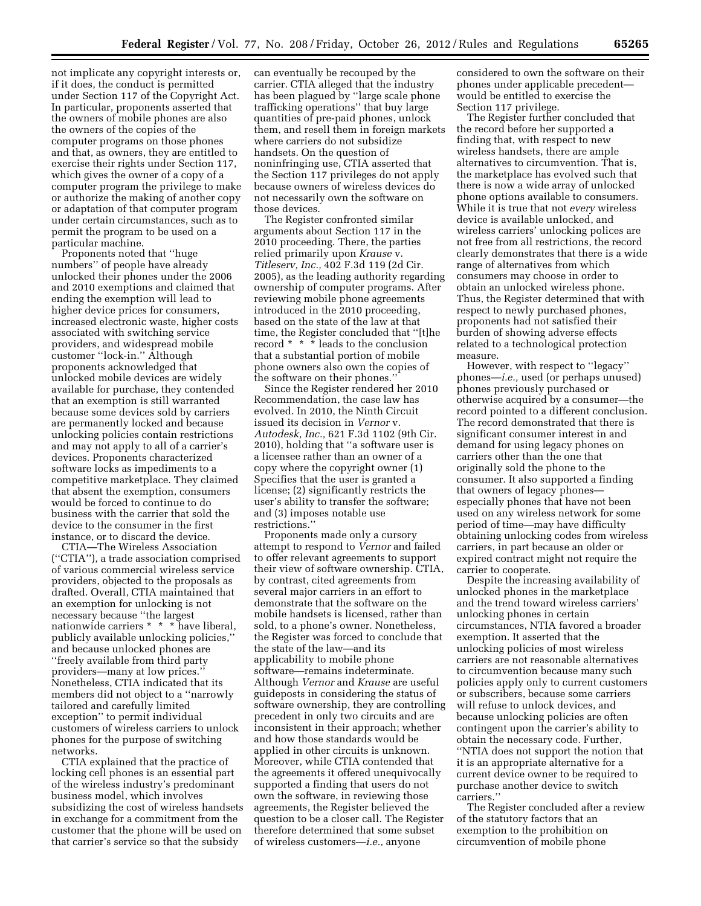not implicate any copyright interests or, if it does, the conduct is permitted under Section 117 of the Copyright Act. In particular, proponents asserted that the owners of mobile phones are also the owners of the copies of the computer programs on those phones and that, as owners, they are entitled to exercise their rights under Section 117, which gives the owner of a copy of a computer program the privilege to make or authorize the making of another copy or adaptation of that computer program under certain circumstances, such as to permit the program to be used on a particular machine.

Proponents noted that ''huge numbers'' of people have already unlocked their phones under the 2006 and 2010 exemptions and claimed that ending the exemption will lead to higher device prices for consumers, increased electronic waste, higher costs associated with switching service providers, and widespread mobile customer ''lock-in.'' Although proponents acknowledged that unlocked mobile devices are widely available for purchase, they contended that an exemption is still warranted because some devices sold by carriers are permanently locked and because unlocking policies contain restrictions and may not apply to all of a carrier's devices. Proponents characterized software locks as impediments to a competitive marketplace. They claimed that absent the exemption, consumers would be forced to continue to do business with the carrier that sold the device to the consumer in the first instance, or to discard the device.

CTIA—The Wireless Association (''CTIA''), a trade association comprised of various commercial wireless service providers, objected to the proposals as drafted. Overall, CTIA maintained that an exemption for unlocking is not necessary because ''the largest nationwide carriers * * * have liberal, publicly available unlocking policies,'' and because unlocked phones are ''freely available from third party providers—many at low prices.'' Nonetheless, CTIA indicated that its members did not object to a ''narrowly tailored and carefully limited exception'' to permit individual customers of wireless carriers to unlock phones for the purpose of switching networks.

CTIA explained that the practice of locking cell phones is an essential part of the wireless industry's predominant business model, which involves subsidizing the cost of wireless handsets in exchange for a commitment from the customer that the phone will be used on that carrier's service so that the subsidy can eventually be recouped by the carrier. CTIA alleged that the industry has been plagued by ''large scale phone trafficking operations'' that buy large quantities of pre-paid phones, unlock them, and resell them in foreign markets where carriers do not subsidize handsets. On the question of noninfringing use, CTIA asserted that the Section 117 privileges do not apply because owners of wireless devices do not necessarily own the software on those devices.

The Register confronted similar arguments about Section 117 in the 2010 proceeding. There, the parties relied primarily upon *Krause* v. *Titleserv, Inc.,* 402 F.3d 119 (2d Cir. 2005), as the leading authority regarding ownership of computer programs. After reviewing mobile phone agreements introduced in the 2010 proceeding, based on the state of the law at that time, the Register concluded that ''[t]he record * * * leads to the conclusion that a substantial portion of mobile phone owners also own the copies of the software on their phones.''

Since the Register rendered her 2010 Recommendation, the case law has evolved. In 2010, the Ninth Circuit issued its decision in *Vernor* v. *Autodesk, Inc.,* 621 F.3d 1102 (9th Cir. 2010), holding that ''a software user is a licensee rather than an owner of a copy where the copyright owner (1) Specifies that the user is granted a license; (2) significantly restricts the user's ability to transfer the software; and (3) imposes notable use restrictions.''

Proponents made only a cursory attempt to respond to *Vernor* and failed to offer relevant agreements to support their view of software ownership. CTIA, by contrast, cited agreements from several major carriers in an effort to demonstrate that the software on the mobile handsets is licensed, rather than sold, to a phone's owner. Nonetheless, the Register was forced to conclude that the state of the law—and its applicability to mobile phone software—remains indeterminate. Although *Vernor* and *Krause* are useful guideposts in considering the status of software ownership, they are controlling precedent in only two circuits and are inconsistent in their approach; whether and how those standards would be applied in other circuits is unknown. Moreover, while CTIA contended that the agreements it offered unequivocally supported a finding that users do not own the software, in reviewing those agreements, the Register believed the question to be a closer call. The Register therefore determined that some subset of wireless customers—*i.e.,* anyone considered to own the software on their phones under applicable precedent—would be entitled to exercise the Section 117 privilege.

The Register further concluded that the record before her supported a finding that, with respect to new wireless handsets, there are ample alternatives to circumvention. That is, the marketplace has evolved such that there is now a wide array of unlocked phone options available to consumers. While it is true that not *every* wireless device is available unlocked, and wireless carriers' unlocking polices are not free from all restrictions, the record clearly demonstrates that there is a wide range of alternatives from which consumers may choose in order to obtain an unlocked wireless phone. Thus, the Register determined that with respect to newly purchased phones, proponents had not satisfied their burden of showing adverse effects related to a technological protection measure.

However, with respect to ''legacy'' phones—*i.e.,* used (or perhaps unused) phones previously purchased or otherwise acquired by a consumer—the record pointed to a different conclusion. The record demonstrated that there is significant consumer interest in and demand for using legacy phones on carriers other than the one that originally sold the phone to the consumer. It also supported a finding that owners of legacy phones—especially phones that have not been used on any wireless network for some period of time—may have difficulty obtaining unlocking codes from wireless carriers, in part because an older or expired contract might not require the carrier to cooperate.

Despite the increasing availability of unlocked phones in the marketplace and the trend toward wireless carriers' unlocking phones in certain circumstances, NTIA favored a broader exemption. It asserted that the unlocking policies of most wireless carriers are not reasonable alternatives to circumvention because many such policies apply only to current customers or subscribers, because some carriers will refuse to unlock devices, and because unlocking policies are often contingent upon the carrier's ability to obtain the necessary code. Further, ''NTIA does not support the notion that it is an appropriate alternative for a current device owner to be required to purchase another device to switch carriers.''

The Register concluded after a review of the statutory factors that an exemption to the prohibition on circumvention of mobile phone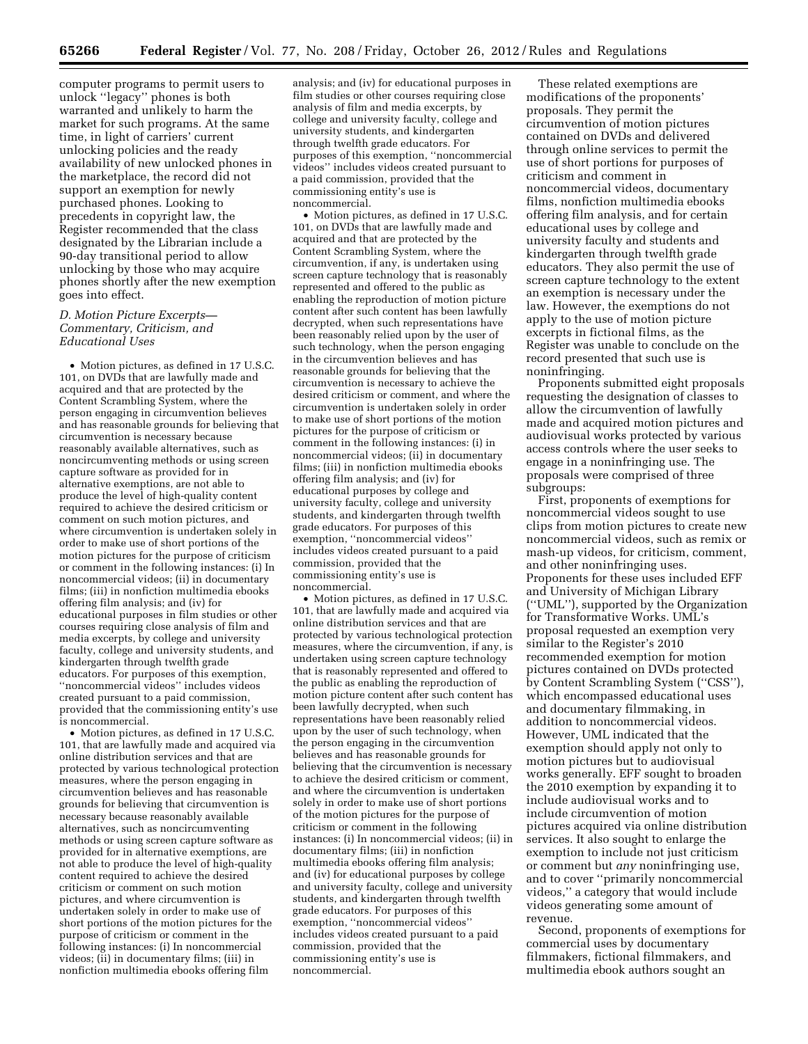computer programs to permit users to unlock ''legacy'' phones is both warranted and unlikely to harm the market for such programs. At the same time, in light of carriers' current unlocking policies and the ready availability of new unlocked phones in the marketplace, the record did not support an exemption for newly purchased phones. Looking to precedents in copyright law, the Register recommended that the class designated by the Librarian include a 90-day transitional period to allow unlocking by those who may acquire phones shortly after the new exemption goes into effect.

### D. Motion Picture Excerpts—Commentary, Criticism, and Educational Uses

- Motion pictures, as defined in 17 U.S.C. 101, on DVDs that are lawfully made and acquired and that are protected by the Content Scrambling System, where the person engaging in circumvention believes and has reasonable grounds for believing that circumvention is necessary because reasonably available alternatives, such as noncircumventing methods or using screen capture software as provided for in alternative exemptions, are not able to produce the level of high-quality content required to achieve the desired criticism or comment on such motion pictures, and where circumvention is undertaken solely in order to make use of short portions of the motion pictures for the purpose of criticism or comment in the following instances: (i) In noncommercial videos; (ii) in documentary films; (iii) in nonfiction multimedia ebooks offering film analysis; and (iv) for educational purposes in film studies or other courses requiring close analysis of film and media excerpts, by college and university faculty, college and university students, and kindergarten through twelfth grade educators. For purposes of this exemption, ''noncommercial videos'' includes videos created pursuant to a paid commission, provided that the commissioning entity's use is noncommercial.
- Motion pictures, as defined in 17 U.S.C. 101, that are lawfully made and acquired via online distribution services and that are protected by various technological protection measures, where the person engaging in circumvention believes and has reasonable grounds for believing that circumvention is necessary because reasonably available alternatives, such as noncircumventing methods or using screen capture software as provided for in alternative exemptions, are not able to produce the level of high-quality content required to achieve the desired criticism or comment on such motion pictures, and where circumvention is undertaken solely in order to make use of short portions of the motion pictures for the purpose of criticism or comment in the following instances: (i) In noncommercial videos; (ii) in documentary films; (iii) in nonfiction multimedia ebooks offering film analysis; and (iv) for educational purposes in film studies or other courses requiring close analysis of film and media excerpts, by college and university faculty, college and university students, and kindergarten through twelfth grade educators. For purposes of this exemption, ''noncommercial videos'' includes videos created pursuant to a paid commission, provided that the commissioning entity's use is noncommercial.
- Motion pictures, as defined in 17 U.S.C. 101, on DVDs that are lawfully made and acquired and that are protected by the Content Scrambling System, where the circumvention, if any, is undertaken using screen capture technology that is reasonably represented and offered to the public as enabling the reproduction of motion picture content after such content has been lawfully decrypted, when such representations have been reasonably relied upon by the user of such technology, when the person engaging in the circumvention believes and has reasonable grounds for believing that the circumvention is necessary to achieve the desired criticism or comment, and where the circumvention is undertaken solely in order to make use of short portions of the motion pictures for the purpose of criticism or comment in the following instances: (i) in noncommercial videos; (ii) in documentary films; (iii) in nonfiction multimedia ebooks offering film analysis; and (iv) for educational purposes by college and university faculty, college and university students, and kindergarten through twelfth grade educators. For purposes of this exemption, ''noncommercial videos'' includes videos created pursuant to a paid commission, provided that the commissioning entity's use is noncommercial.
- Motion pictures, as defined in 17 U.S.C. 101, that are lawfully made and acquired via online distribution services and that are protected by various technological protection measures, where the circumvention, if any, is undertaken using screen capture technology that is reasonably represented and offered to the public as enabling the reproduction of motion picture content after such content has been lawfully decrypted, when such representations have been reasonably relied upon by the user of such technology, when the person engaging in the circumvention believes and has reasonable grounds for believing that the circumvention is necessary to achieve the desired criticism or comment, and where the circumvention is undertaken solely in order to make use of short portions of the motion pictures for the purpose of criticism or comment in the following instances: (i) in noncommercial videos; (ii) in documentary films; (iii) in nonfiction multimedia ebooks offering film analysis; and (iv) for educational purposes by college and university faculty, college and university students, and kindergarten through twelfth grade educators. For purposes of this exemption, ''noncommercial videos'' includes videos created pursuant to a paid commission, provided that the commissioning entity's use is noncommercial.

These related exemptions are modifications of the proponents' proposals. They permit the circumvention of motion pictures contained on DVDs and delivered through online services to permit the use of short portions for purposes of criticism and comment in noncommercial videos, documentary films, nonfiction multimedia ebooks offering film analysis, and for certain educational uses by college and university faculty and students and kindergarten through twelfth grade educators. They also permit the use of screen capture technology to the extent an exemption is necessary under the law. However, the exemptions do not apply to the use of motion picture excerpts in fictional films, as the Register was unable to conclude on the record presented that such use is noninfringing.

Proponents submitted eight proposals requesting the designation of classes to allow the circumvention of lawfully made and acquired motion pictures and audiovisual works protected by various access controls where the user seeks to engage in a noninfringing use. The proposals were comprised of three subgroups:

First, proponents of exemptions for noncommercial videos sought to use clips from motion pictures to create new noncommercial videos, such as remix or mash-up videos, for criticism, comment, and other noninfringing uses. Proponents for these uses included EFF and University of Michigan Library (''UML''), supported by the Organization for Transformative Works. UML's proposal requested an exemption very similar to the Register's 2010 recommended exemption for motion pictures contained on DVDs protected by Content Scrambling System (''CSS''), which encompassed educational uses and documentary filmmaking, in addition to noncommercial videos. However, UML indicated that the exemption should apply not only to motion pictures but to audiovisual works generally. EFF sought to broaden the 2010 exemption by expanding it to include audiovisual works and to include circumvention of motion pictures acquired via online distribution services. It also sought to enlarge the exemption to include not just criticism or comment but *any* noninfringing use, and to cover ''primarily noncommercial videos,'' a category that would include videos generating some amount of revenue.

Second, proponents of exemptions for commercial uses by documentary filmmakers, fictional filmmakers, and multimedia ebook authors sought an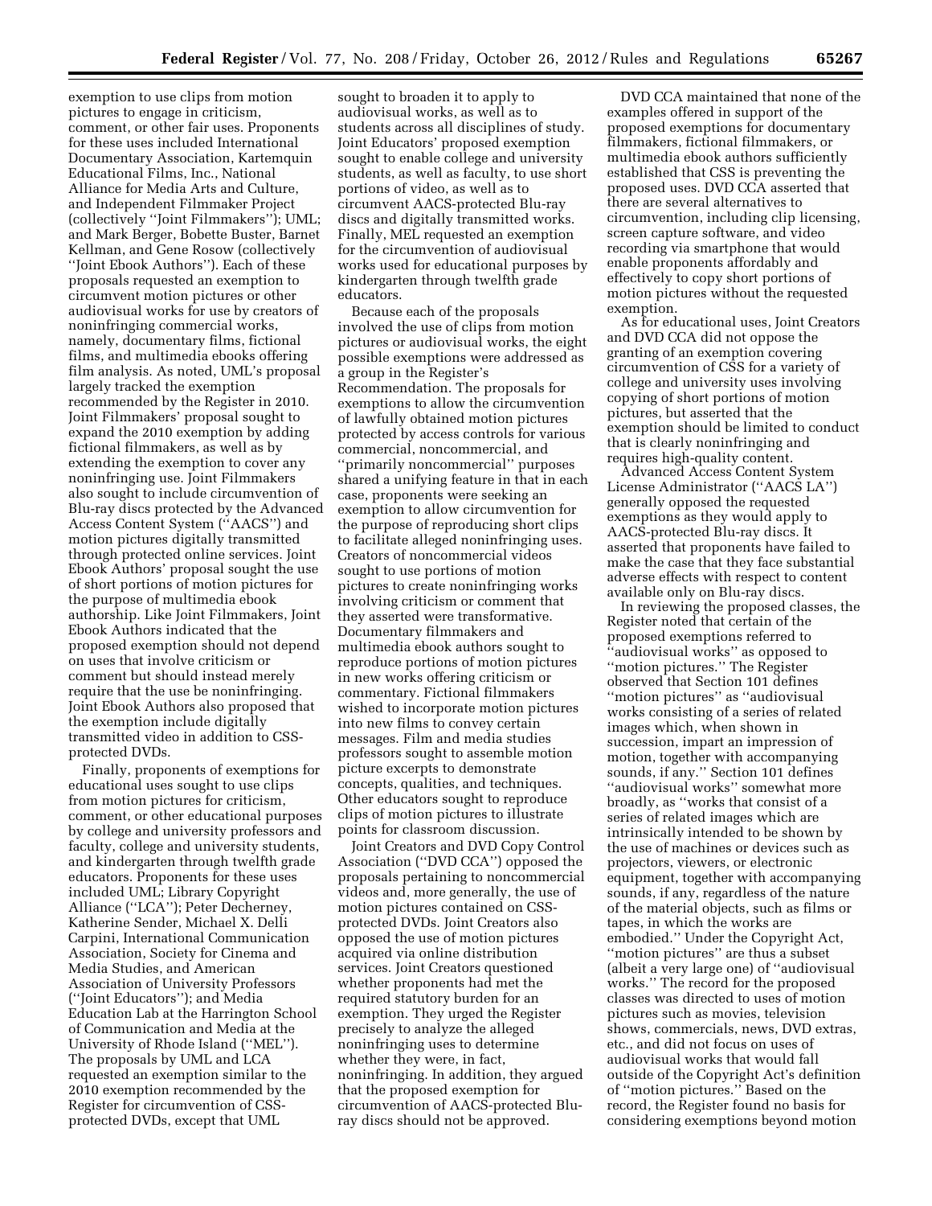exemption to use clips from motion pictures to engage in criticism, comment, or other fair uses. Proponents for these uses included International Documentary Association, Kartemquin Educational Films, Inc., National Alliance for Media Arts and Culture, and Independent Filmmaker Project (collectively ''Joint Filmmakers''); UML; and Mark Berger, Bobette Buster, Barnet Kellman, and Gene Rosow (collectively ''Joint Ebook Authors''). Each of these proposals requested an exemption to circumvent motion pictures or other audiovisual works for use by creators of noninfringing commercial works, namely, documentary films, fictional films, and multimedia ebooks offering film analysis. As noted, UML's proposal largely tracked the exemption recommended by the Register in 2010. Joint Filmmakers' proposal sought to expand the 2010 exemption by adding fictional filmmakers, as well as by extending the exemption to cover any noninfringing use. Joint Filmmakers also sought to include circumvention of Blu-ray discs protected by the Advanced Access Content System (''AACS'') and motion pictures digitally transmitted through protected online services. Joint Ebook Authors' proposal sought the use of short portions of motion pictures for the purpose of multimedia ebook authorship. Like Joint Filmmakers, Joint Ebook Authors indicated that the proposed exemption should not depend on uses that involve criticism or comment but should instead merely require that the use be noninfringing. Joint Ebook Authors also proposed that the exemption include digitally transmitted video in addition to CSS-protected DVDs.

Finally, proponents of exemptions for educational uses sought to use clips from motion pictures for criticism, comment, or other educational purposes by college and university professors and faculty, college and university students, and kindergarten through twelfth grade educators. Proponents for these uses included UML; Library Copyright Alliance (''LCA''); Peter Decherney, Katherine Sender, Michael X. Delli Carpini, International Communication Association, Society for Cinema and Media Studies, and American Association of University Professors (''Joint Educators''); and Media Education Lab at the Harrington School of Communication and Media at the University of Rhode Island (''MEL''). The proposals by UML and LCA requested an exemption similar to the 2010 exemption recommended by the Register for circumvention of CSS-protected DVDs, except that UML sought to broaden it to apply to audiovisual works, as well as to students across all disciplines of study. Joint Educators' proposed exemption sought to enable college and university students, as well as faculty, to use short portions of video, as well as to circumvent AACS-protected Blu-ray discs and digitally transmitted works. Finally, MEL requested an exemption for the circumvention of audiovisual works used for educational purposes by kindergarten through twelfth grade educators.

Because each of the proposals involved the use of clips from motion pictures or audiovisual works, the eight possible exemptions were addressed as a group in the Register's Recommendation. The proposals for exemptions to allow the circumvention of lawfully obtained motion pictures protected by access controls for various commercial, noncommercial, and ''primarily noncommercial'' purposes shared a unifying feature in that in each case, proponents were seeking an exemption to allow circumvention for the purpose of reproducing short clips to facilitate alleged noninfringing uses. Creators of noncommercial videos sought to use portions of motion pictures to create noninfringing works involving criticism or comment that they asserted were transformative. Documentary filmmakers and multimedia ebook authors sought to reproduce portions of motion pictures in new works offering criticism or commentary. Fictional filmmakers wished to incorporate motion pictures into new films to convey certain messages. Film and media studies professors sought to assemble motion picture excerpts to demonstrate concepts, qualities, and techniques. Other educators sought to reproduce clips of motion pictures to illustrate points for classroom discussion.

Joint Creators and DVD Copy Control Association (''DVD CCA'') opposed the proposals pertaining to noncommercial videos and, more generally, the use of motion pictures contained on CSS-protected DVDs. Joint Creators also opposed the use of motion pictures acquired via online distribution services. Joint Creators questioned whether proponents had met the required statutory burden for an exemption. They urged the Register precisely to analyze the alleged noninfringing uses to determine whether they were, in fact, noninfringing. In addition, they argued that the proposed exemption for circumvention of AACS-protected Blu-ray discs should not be approved.

DVD CCA maintained that none of the examples offered in support of the proposed exemptions for documentary filmmakers, fictional filmmakers, or multimedia ebook authors sufficiently established that CSS is preventing the proposed uses. DVD CCA asserted that there are several alternatives to circumvention, including clip licensing, screen capture software, and video recording via smartphone that would enable proponents affordably and effectively to copy short portions of motion pictures without the requested exemption.

As for educational uses, Joint Creators and DVD CCA did not oppose the granting of an exemption covering circumvention of CSS for a variety of college and university uses involving copying of short portions of motion pictures, but asserted that the exemption should be limited to conduct that is clearly noninfringing and requires high-quality content.

Advanced Access Content System License Administrator (''AACS LA'') generally opposed the requested exemptions as they would apply to AACS-protected Blu-ray discs. It asserted that proponents have failed to make the case that they face substantial adverse effects with respect to content available only on Blu-ray discs.

In reviewing the proposed classes, the Register noted that certain of the proposed exemptions referred to ''audiovisual works'' as opposed to ''motion pictures.'' The Register observed that Section 101 defines ''motion pictures'' as ''audiovisual works consisting of a series of related images which, when shown in succession, impart an impression of motion, together with accompanying sounds, if any.'' Section 101 defines ''audiovisual works'' somewhat more broadly, as ''works that consist of a series of related images which are intrinsically intended to be shown by the use of machines or devices such as projectors, viewers, or electronic equipment, together with accompanying sounds, if any, regardless of the nature of the material objects, such as films or tapes, in which the works are embodied.'' Under the Copyright Act, ''motion pictures'' are thus a subset (albeit a very large one) of ''audiovisual works.'' The record for the proposed classes was directed to uses of motion pictures such as movies, television shows, commercials, news, DVD extras, etc., and did not focus on uses of audiovisual works that would fall outside of the Copyright Act's definition of ''motion pictures.'' Based on the record, the Register found no basis for considering exemptions beyond motion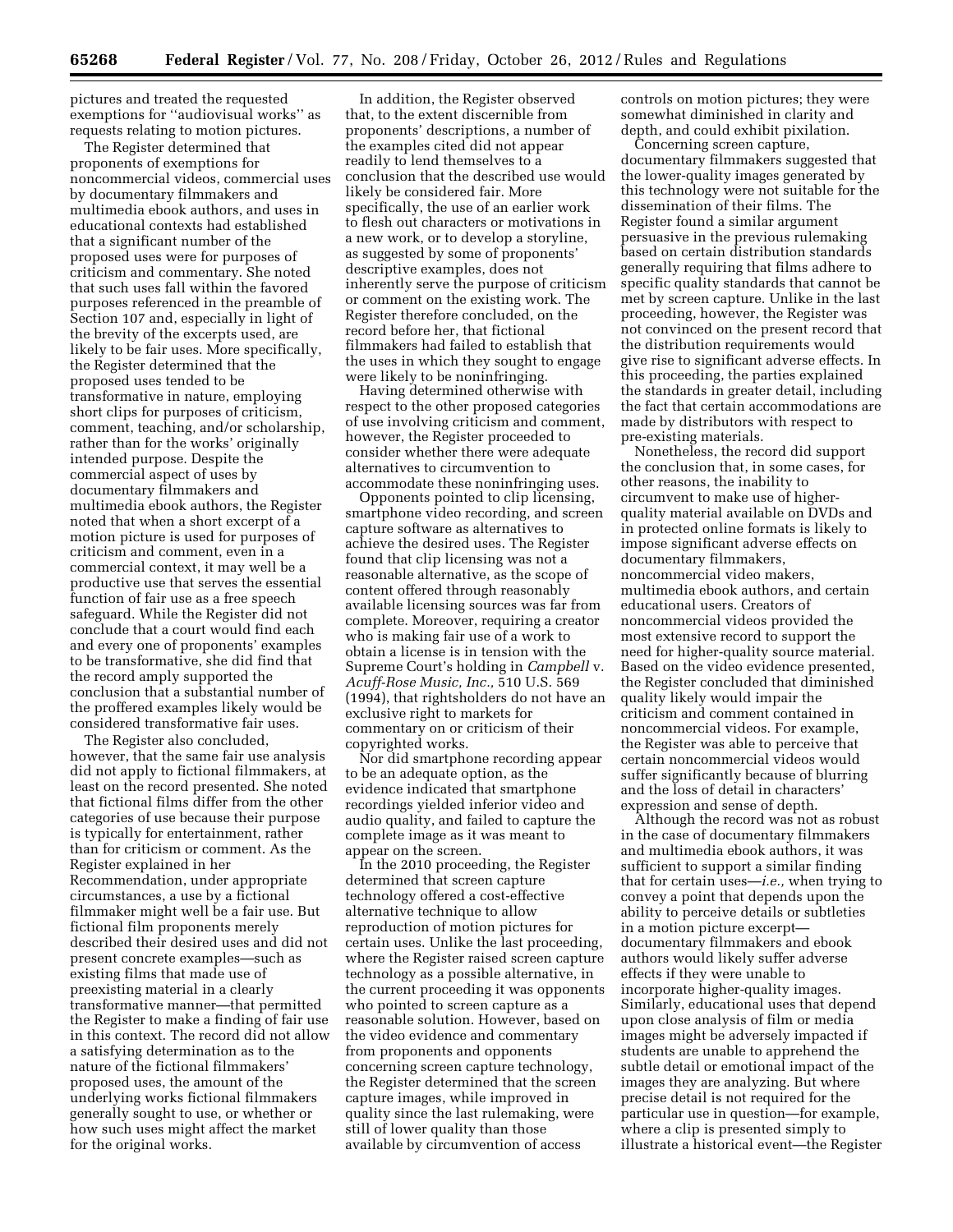pictures and treated the requested exemptions for ''audiovisual works'' as requests relating to motion pictures.

The Register determined that proponents of exemptions for noncommercial videos, commercial uses by documentary filmmakers and multimedia ebook authors, and uses in educational contexts had established that a significant number of the proposed uses were for purposes of criticism and commentary. She noted that such uses fall within the favored purposes referenced in the preamble of Section 107 and, especially in light of the brevity of the excerpts used, are likely to be fair uses. More specifically, the Register determined that the proposed uses tended to be transformative in nature, employing short clips for purposes of criticism, comment, teaching, and/or scholarship, rather than for the works' originally intended purpose. Despite the commercial aspect of uses by documentary filmmakers and multimedia ebook authors, the Register noted that when a short excerpt of a motion picture is used for purposes of criticism and comment, even in a commercial context, it may well be a productive use that serves the essential function of fair use as a free speech safeguard. While the Register did not conclude that a court would find each and every one of proponents' examples to be transformative, she did find that the record amply supported the conclusion that a substantial number of the proffered examples likely would be considered transformative fair uses.

The Register also concluded, however, that the same fair use analysis did not apply to fictional filmmakers, at least on the record presented. She noted that fictional films differ from the other categories of use because their purpose is typically for entertainment, rather than for criticism or comment. As the Register explained in her Recommendation, under appropriate circumstances, a use by a fictional filmmaker might well be a fair use. But fictional film proponents merely described their desired uses and did not present concrete examples—such as existing films that made use of preexisting material in a clearly transformative manner—that permitted the Register to make a finding of fair use in this context. The record did not allow a satisfying determination as to the nature of the fictional filmmakers' proposed uses, the amount of the underlying works fictional filmmakers generally sought to use, or whether or how such uses might affect the market for the original works.

In addition, the Register observed that, to the extent discernible from proponents' descriptions, a number of the examples cited did not appear readily to lend themselves to a conclusion that the described use would likely be considered fair. More specifically, the use of an earlier work to flesh out characters or motivations in a new work, or to develop a storyline, as suggested by some of proponents' descriptive examples, does not inherently serve the purpose of criticism or comment on the existing work. The Register therefore concluded, on the record before her, that fictional filmmakers had failed to establish that the uses in which they sought to engage were likely to be noninfringing.

Having determined otherwise with respect to the other proposed categories of use involving criticism and comment, however, the Register proceeded to consider whether there were adequate alternatives to circumvention to accommodate these noninfringing uses.

Opponents pointed to clip licensing, smartphone video recording, and screen capture software as alternatives to achieve the desired uses. The Register found that clip licensing was not a reasonable alternative, as the scope of content offered through reasonably available licensing sources was far from complete. Moreover, requiring a creator who is making fair use of a work to obtain a license is in tension with the Supreme Court's holding in *Campbell* v. *Acuff-Rose Music, Inc.,* 510 U.S. 569 (1994), that rightsholders do not have an exclusive right to markets for commentary on or criticism of their copyrighted works.

Nor did smartphone recording appear to be an adequate option, as the evidence indicated that smartphone recordings yielded inferior video and audio quality, and failed to capture the complete image as it was meant to appear on the screen.

In the 2010 proceeding, the Register determined that screen capture technology offered a cost-effective alternative technique to allow reproduction of motion pictures for certain uses. Unlike the last proceeding, where the Register raised screen capture technology as a possible alternative, in the current proceeding it was opponents who pointed to screen capture as a reasonable solution. However, based on the video evidence and commentary from proponents and opponents concerning screen capture technology, the Register determined that the screen capture images, while improved in quality since the last rulemaking, were still of lower quality than those available by circumvention of access controls on motion pictures; they were somewhat diminished in clarity and depth, and could exhibit pixilation.

Concerning screen capture, documentary filmmakers suggested that the lower-quality images generated by this technology were not suitable for the dissemination of their films. The Register found a similar argument persuasive in the previous rulemaking based on certain distribution standards generally requiring that films adhere to specific quality standards that cannot be met by screen capture. Unlike in the last proceeding, however, the Register was not convinced on the present record that the distribution requirements would give rise to significant adverse effects. In this proceeding, the parties explained the standards in greater detail, including the fact that certain accommodations are made by distributors with respect to pre-existing materials.

Nonetheless, the record did support the conclusion that, in some cases, for other reasons, the inability to circumvent to make use of higher-quality material available on DVDs and in protected online formats is likely to impose significant adverse effects on documentary filmmakers, noncommercial video makers, multimedia ebook authors, and certain educational users. Creators of noncommercial videos provided the most extensive record to support the need for higher-quality source material. Based on the video evidence presented, the Register concluded that diminished quality likely would impair the criticism and comment contained in noncommercial videos. For example, the Register was able to perceive that certain noncommercial videos would suffer significantly because of blurring and the loss of detail in characters' expression and sense of depth.

Although the record was not as robust in the case of documentary filmmakers and multimedia ebook authors, it was sufficient to support a similar finding that for certain uses—*i.e.,* when trying to convey a point that depends upon the ability to perceive details or subtleties in a motion picture excerpt—documentary filmmakers and ebook authors would likely suffer adverse effects if they were unable to incorporate higher-quality images. Similarly, educational uses that depend upon close analysis of film or media images might be adversely impacted if students are unable to apprehend the subtle detail or emotional impact of the images they are analyzing. But where precise detail is not required for the particular use in question—for example, where a clip is presented simply to illustrate a historical event—the Register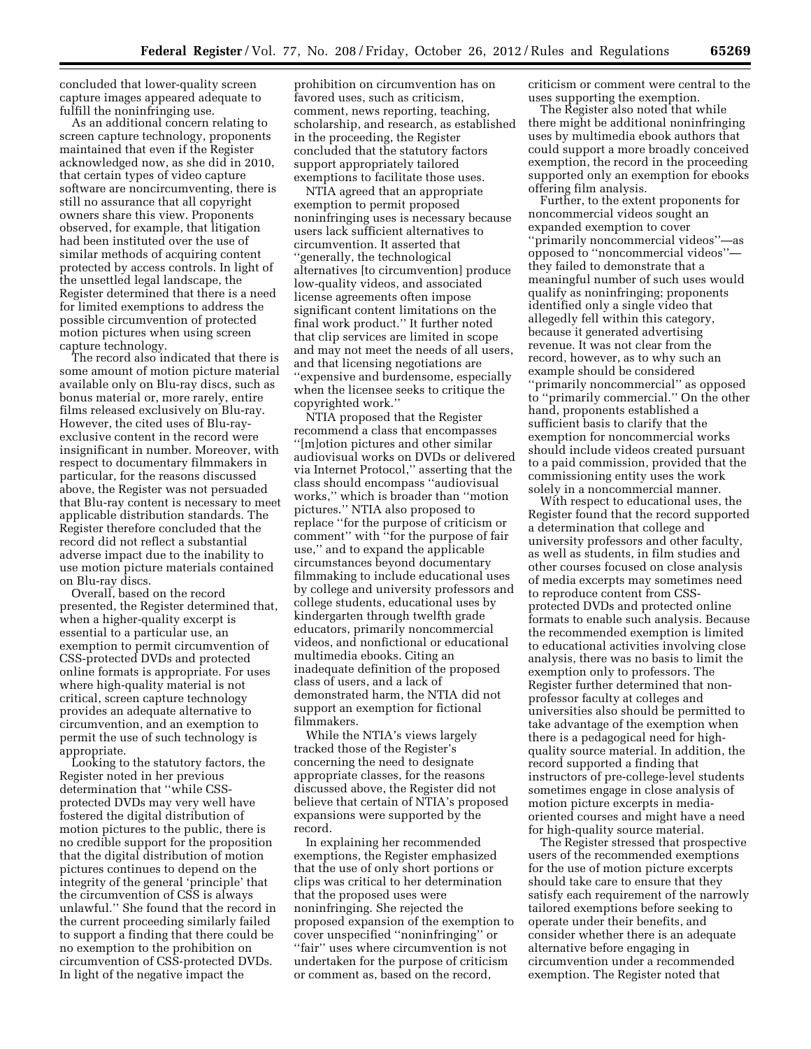concluded that lower-quality screen capture images appeared adequate to fulfill the noninfringing use.

As an additional concern relating to screen capture technology, proponents maintained that even if the Register acknowledged now, as she did in 2010, that certain types of video capture software are noncircumventing, there is still no assurance that all copyright owners share this view. Proponents observed, for example, that litigation had been instituted over the use of similar methods of acquiring content protected by access controls. In light of the unsettled legal landscape, the Register determined that there is a need for limited exemptions to address the possible circumvention of protected motion pictures when using screen capture technology.

The record also indicated that there is some amount of motion picture material available only on Blu-ray discs, such as bonus material or, more rarely, entire films released exclusively on Blu-ray. However, the cited uses of Blu-ray-exclusive content in the record were insignificant in number. Moreover, with respect to documentary filmmakers in particular, for the reasons discussed above, the Register was not persuaded that Blu-ray content is necessary to meet applicable distribution standards. The Register therefore concluded that the record did not reflect a substantial adverse impact due to the inability to use motion picture materials contained on Blu-ray discs.

Overall, based on the record presented, the Register determined that, when a higher-quality excerpt is essential to a particular use, an exemption to permit circumvention of CSS-protected DVDs and protected online formats is appropriate. For uses where high-quality material is not critical, screen capture technology provides an adequate alternative to circumvention, and an exemption to permit the use of such technology is appropriate.

Looking to the statutory factors, the Register noted in her previous determination that ''while CSS-protected DVDs may very well have fostered the digital distribution of motion pictures to the public, there is no credible support for the proposition that the digital distribution of motion pictures continues to depend on the integrity of the general 'principle' that the circumvention of CSS is always unlawful.'' She found that the record in the current proceeding similarly failed to support a finding that there could be no exemption to the prohibition on circumvention of CSS-protected DVDs. In light of the negative impact the prohibition on circumvention has on favored uses, such as criticism, comment, news reporting, teaching, scholarship, and research, as established in the proceeding, the Register concluded that the statutory factors support appropriately tailored exemptions to facilitate those uses.

NTIA agreed that an appropriate exemption to permit proposed noninfringing uses is necessary because users lack sufficient alternatives to circumvention. It asserted that ''generally, the technological alternatives [to circumvention] produce low-quality videos, and associated license agreements often impose significant content limitations on the final work product.'' It further noted that clip services are limited in scope and may not meet the needs of all users, and that licensing negotiations are ''expensive and burdensome, especially when the licensee seeks to critique the copyrighted work.''

NTIA proposed that the Register recommend a class that encompasses ''[m]otion pictures and other similar audiovisual works on DVDs or delivered via Internet Protocol,'' asserting that the class should encompass ''audiovisual works,'' which is broader than ''motion pictures.'' NTIA also proposed to replace ''for the purpose of criticism or comment'' with ''for the purpose of fair use,'' and to expand the applicable circumstances beyond documentary filmmaking to include educational uses by college and university professors and college students, educational uses by kindergarten through twelfth grade educators, primarily noncommercial videos, and nonfictional or educational multimedia ebooks. Citing an inadequate definition of the proposed class of users, and a lack of demonstrated harm, the NTIA did not support an exemption for fictional filmmakers.

While the NTIA's views largely tracked those of the Register's concerning the need to designate appropriate classes, for the reasons discussed above, the Register did not believe that certain of NTIA's proposed expansions were supported by the record.

In explaining her recommended exemptions, the Register emphasized that the use of only short portions or clips was critical to her determination that the proposed uses were noninfringing. She rejected the proposed expansion of the exemption to cover unspecified ''noninfringing'' or ''fair'' uses where circumvention is not undertaken for the purpose of criticism or comment as, based on the record, criticism or comment were central to the uses supporting the exemption.

The Register also noted that while there might be additional noninfringing uses by multimedia ebook authors that could support a more broadly conceived exemption, the record in the proceeding supported only an exemption for ebooks offering film analysis.

Further, to the extent proponents for noncommercial videos sought an expanded exemption to cover ''primarily noncommercial videos''—as opposed to ''noncommercial videos''—they failed to demonstrate that a meaningful number of such uses would qualify as noninfringing; proponents identified only a single video that allegedly fell within this category, because it generated advertising revenue. It was not clear from the record, however, as to why such an example should be considered ''primarily noncommercial'' as opposed to ''primarily commercial.'' On the other hand, proponents established a sufficient basis to clarify that the exemption for noncommercial works should include videos created pursuant to a paid commission, provided that the commissioning entity uses the work solely in a noncommercial manner.

With respect to educational uses, the Register found that the record supported a determination that college and university professors and other faculty, as well as students, in film studies and other courses focused on close analysis of media excerpts may sometimes need to reproduce content from CSS-protected DVDs and protected online formats to enable such analysis. Because the recommended exemption is limited to educational activities involving close analysis, there was no basis to limit the exemption only to professors. The Register further determined that non-professor faculty at colleges and universities also should be permitted to take advantage of the exemption when there is a pedagogical need for high-quality source material. In addition, the record supported a finding that instructors of pre-college-level students sometimes engage in close analysis of motion picture excerpts in media-oriented courses and might have a need for high-quality source material.

The Register stressed that prospective users of the recommended exemptions for the use of motion picture excerpts should take care to ensure that they satisfy each requirement of the narrowly tailored exemptions before seeking to operate under their benefits, and consider whether there is an adequate alternative before engaging in circumvention under a recommended exemption. The Register noted that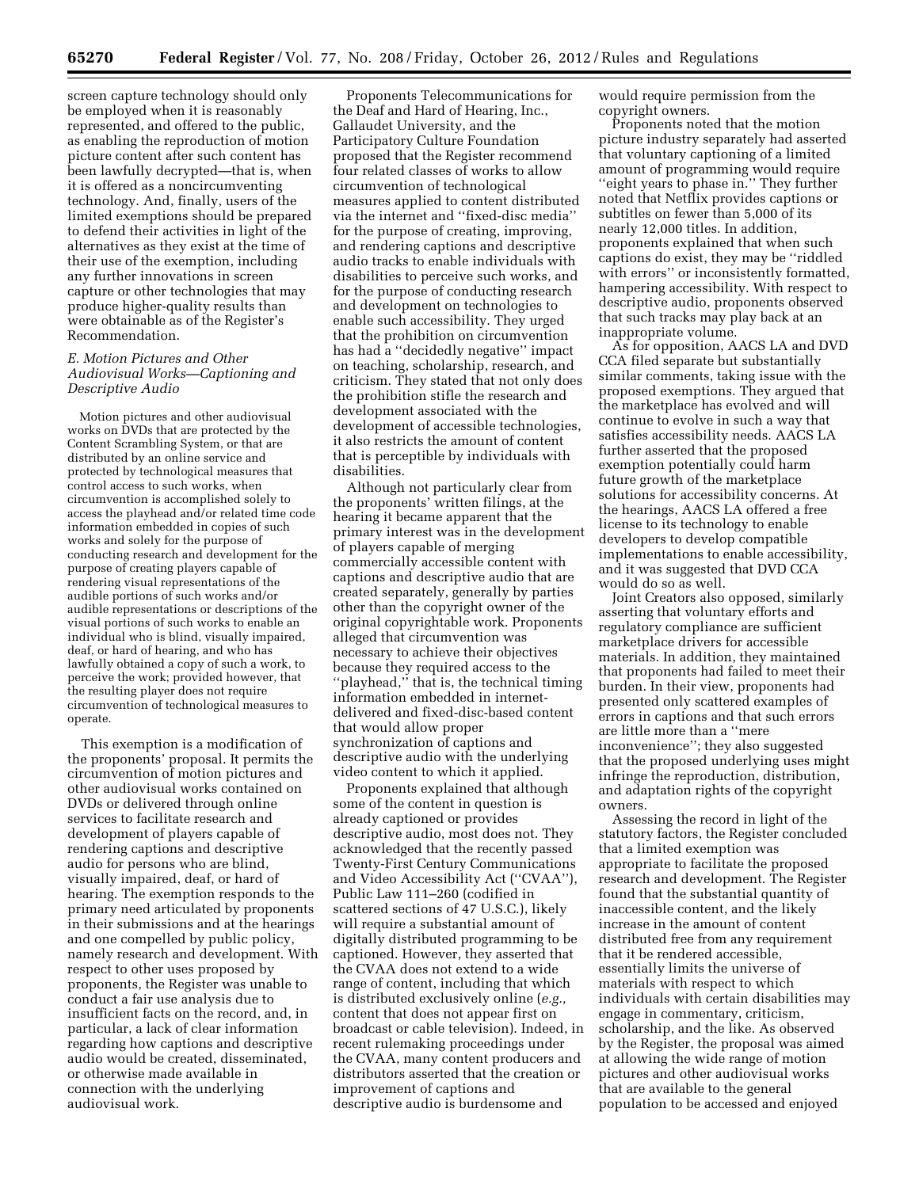screen capture technology should only be employed when it is reasonably represented, and offered to the public, as enabling the reproduction of motion picture content after such content has been lawfully decrypted—that is, when it is offered as a noncircumventing technology. And, finally, users of the limited exemptions should be prepared to defend their activities in light of the alternatives as they exist at the time of their use of the exemption, including any further innovations in screen capture or other technologies that may produce higher-quality results than were obtainable as of the Register's Recommendation.

### *E. Motion Pictures and Other Audiovisual Works—Captioning and Descriptive Audio*

Motion pictures and other audiovisual works on DVDs that are protected by the Content Scrambling System, or that are distributed by an online service and protected by technological measures that control access to such works, when circumvention is accomplished solely to access the playhead and/or related time code information embedded in copies of such works and solely for the purpose of conducting research and development for the purpose of creating players capable of rendering visual representations of the audible portions of such works and/or audible representations or descriptions of the visual portions of such works to enable an individual who is blind, visually impaired, deaf, or hard of hearing, and who has lawfully obtained a copy of such a work, to perceive the work; provided however, that the resulting player does not require circumvention of technological measures to operate.

This exemption is a modification of the proponents' proposal. It permits the circumvention of motion pictures and other audiovisual works contained on DVDs or delivered through online services to facilitate research and development of players capable of rendering captions and descriptive audio for persons who are blind, visually impaired, deaf, or hard of hearing. The exemption responds to the primary need articulated by proponents in their submissions and at the hearings and one compelled by public policy, namely research and development. With respect to other uses proposed by proponents, the Register was unable to conduct a fair use analysis due to insufficient facts on the record, and, in particular, a lack of clear information regarding how captions and descriptive audio would be created, disseminated, or otherwise made available in connection with the underlying audiovisual work.

Proponents Telecommunications for the Deaf and Hard of Hearing, Inc., Gallaudet University, and the Participatory Culture Foundation proposed that the Register recommend four related classes of works to allow circumvention of technological measures applied to content distributed via the internet and ''fixed-disc media'' for the purpose of creating, improving, and rendering captions and descriptive audio tracks to enable individuals with disabilities to perceive such works, and for the purpose of conducting research and development on technologies to enable such accessibility. They urged that the prohibition on circumvention has had a ''decidedly negative'' impact on teaching, scholarship, research, and criticism. They stated that not only does the prohibition stifle the research and development associated with the development of accessible technologies, it also restricts the amount of content that is perceptible by individuals with disabilities.

Although not particularly clear from the proponents' written filings, at the hearing it became apparent that the primary interest was in the development of players capable of merging commercially accessible content with captions and descriptive audio that are created separately, generally by parties other than the copyright owner of the original copyrightable work. Proponents alleged that circumvention was necessary to achieve their objectives because they required access to the ''playhead,'' that is, the technical timing information embedded in internet-delivered and fixed-disc-based content that would allow proper synchronization of captions and descriptive audio with the underlying video content to which it applied.

Proponents explained that although some of the content in question is already captioned or provides descriptive audio, most does not. They acknowledged that the recently passed Twenty-First Century Communications and Video Accessibility Act (''CVAA''), Public Law 111–260 (codified in scattered sections of 47 U.S.C.), likely will require a substantial amount of digitally distributed programming to be captioned. However, they asserted that the CVAA does not extend to a wide range of content, including that which is distributed exclusively online (*e.g.,* content that does not appear first on broadcast or cable television). Indeed, in recent rulemaking proceedings under the CVAA, many content producers and distributors asserted that the creation or improvement of captions and descriptive audio is burdensome and would require permission from the copyright owners.

Proponents noted that the motion picture industry separately had asserted that voluntary captioning of a limited amount of programming would require ''eight years to phase in.'' They further noted that Netflix provides captions or subtitles on fewer than 5,000 of its nearly 12,000 titles. In addition, proponents explained that when such captions do exist, they may be ''riddled with errors'' or inconsistently formatted, hampering accessibility. With respect to descriptive audio, proponents observed that such tracks may play back at an inappropriate volume.

As for opposition, AACS LA and DVD CCA filed separate but substantially similar comments, taking issue with the proposed exemptions. They argued that the marketplace has evolved and will continue to evolve in such a way that satisfies accessibility needs. AACS LA further asserted that the proposed exemption potentially could harm future growth of the marketplace solutions for accessibility concerns. At the hearings, AACS LA offered a free license to its technology to enable developers to develop compatible implementations to enable accessibility, and it was suggested that DVD CCA would do so as well.

Joint Creators also opposed, similarly asserting that voluntary efforts and regulatory compliance are sufficient marketplace drivers for accessible materials. In addition, they maintained that proponents had failed to meet their burden. In their view, proponents had presented only scattered examples of errors in captions and that such errors are little more than a ''mere inconvenience''; they also suggested that the proposed underlying uses might infringe the reproduction, distribution, and adaptation rights of the copyright owners.

Assessing the record in light of the statutory factors, the Register concluded that a limited exemption was appropriate to facilitate the proposed research and development. The Register found that the substantial quantity of inaccessible content, and the likely increase in the amount of content distributed free from any requirement that it be rendered accessible, essentially limits the universe of materials with respect to which individuals with certain disabilities may engage in commentary, criticism, scholarship, and the like. As observed by the Register, the proposal was aimed at allowing the wide range of motion pictures and other audiovisual works that are available to the general population to be accessed and enjoyed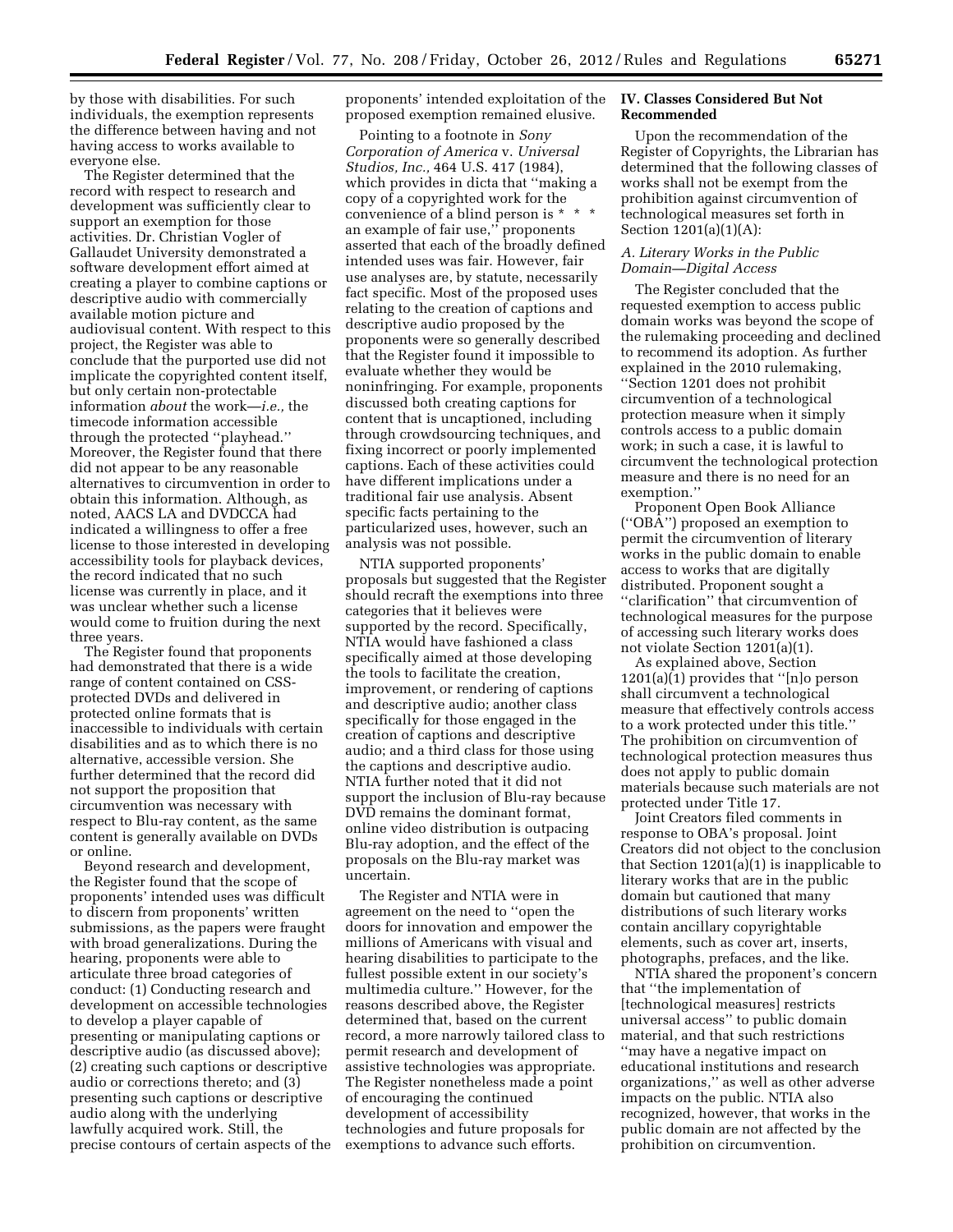by those with disabilities. For such individuals, the exemption represents the difference between having and not having access to works available to everyone else.

The Register determined that the record with respect to research and development was sufficiently clear to support an exemption for those activities. Dr. Christian Vogler of Gallaudet University demonstrated a software development effort aimed at creating a player to combine captions or descriptive audio with commercially available motion picture and audiovisual content. With respect to this project, the Register was able to conclude that the purported use did not implicate the copyrighted content itself, but only certain non-protectable information *about* the work—*i.e.,* the timecode information accessible through the protected ''playhead.'' Moreover, the Register found that there did not appear to be any reasonable alternatives to circumvention in order to obtain this information. Although, as noted, AACS LA and DVDCCA had indicated a willingness to offer a free license to those interested in developing accessibility tools for playback devices, the record indicated that no such license was currently in place, and it was unclear whether such a license would come to fruition during the next three years.

The Register found that proponents had demonstrated that there is a wide range of content contained on CSS-protected DVDs and delivered in protected online formats that is inaccessible to individuals with certain disabilities and as to which there is no alternative, accessible version. She further determined that the record did not support the proposition that circumvention was necessary with respect to Blu-ray content, as the same content is generally available on DVDs or online.

Beyond research and development, the Register found that the scope of proponents' intended uses was difficult to discern from proponents' written submissions, as the papers were fraught with broad generalizations. During the hearing, proponents were able to articulate three broad categories of conduct: (1) Conducting research and development on accessible technologies to develop a player capable of presenting or manipulating captions or descriptive audio (as discussed above); (2) creating such captions or descriptive audio or corrections thereto; and (3) presenting such captions or descriptive audio along with the underlying lawfully acquired work. Still, the precise contours of certain aspects of the proponents' intended exploitation of the proposed exemption remained elusive.

Pointing to a footnote in *Sony Corporation of America* v. *Universal Studios, Inc.,* 464 U.S. 417 (1984), which provides in dicta that ''making a copy of a copyrighted work for the convenience of a blind person is * * * an example of fair use,'' proponents asserted that each of the broadly defined intended uses was fair. However, fair use analyses are, by statute, necessarily fact specific. Most of the proposed uses relating to the creation of captions and descriptive audio proposed by the proponents were so generally described that the Register found it impossible to evaluate whether they would be noninfringing. For example, proponents discussed both creating captions for content that is uncaptioned, including through crowdsourcing techniques, and fixing incorrect or poorly implemented captions. Each of these activities could have different implications under a traditional fair use analysis. Absent specific facts pertaining to the particularized uses, however, such an analysis was not possible.

NTIA supported proponents' proposals but suggested that the Register should recraft the exemptions into three categories that it believes were supported by the record. Specifically, NTIA would have fashioned a class specifically aimed at those developing the tools to facilitate the creation, improvement, or rendering of captions and descriptive audio; another class specifically for those engaged in the creation of captions and descriptive audio; and a third class for those using the captions and descriptive audio. NTIA further noted that it did not support the inclusion of Blu-ray because DVD remains the dominant format, online video distribution is outpacing Blu-ray adoption, and the effect of the proposals on the Blu-ray market was uncertain.

The Register and NTIA were in agreement on the need to ''open the doors for innovation and empower the millions of Americans with visual and hearing disabilities to participate to the fullest possible extent in our society's multimedia culture.'' However, for the reasons described above, the Register determined that, based on the current record, a more narrowly tailored class to permit research and development of assistive technologies was appropriate. The Register nonetheless made a point of encouraging the continued development of accessibility technologies and future proposals for exemptions to advance such efforts.

## IV. Classes Considered But Not Recommended

Upon the recommendation of the Register of Copyrights, the Librarian has determined that the following classes of works shall not be exempt from the prohibition against circumvention of technological measures set forth in Section 1201(a)(1)(A):

### *A. Literary Works in the Public Domain—Digital Access*

The Register concluded that the requested exemption to access public domain works was beyond the scope of the rulemaking proceeding and declined to recommend its adoption. As further explained in the 2010 rulemaking, ''Section 1201 does not prohibit circumvention of a technological protection measure when it simply controls access to a public domain work; in such a case, it is lawful to circumvent the technological protection measure and there is no need for an exemption.''

Proponent Open Book Alliance (''OBA'') proposed an exemption to permit the circumvention of literary works in the public domain to enable access to works that are digitally distributed. Proponent sought a ''clarification'' that circumvention of technological measures for the purpose of accessing such literary works does not violate Section 1201(a)(1).

As explained above, Section 1201(a)(1) provides that ''[n]o person shall circumvent a technological measure that effectively controls access to a work protected under this title.'' The prohibition on circumvention of technological protection measures thus does not apply to public domain materials because such materials are not protected under Title 17.

Joint Creators filed comments in response to OBA's proposal. Joint Creators did not object to the conclusion that Section 1201(a)(1) is inapplicable to literary works that are in the public domain but cautioned that many distributions of such literary works contain ancillary copyrightable elements, such as cover art, inserts, photographs, prefaces, and the like.

NTIA shared the proponent's concern that ''the implementation of [technological measures] restricts universal access'' to public domain material, and that such restrictions ''may have a negative impact on educational institutions and research organizations,'' as well as other adverse impacts on the public. NTIA also recognized, however, that works in the public domain are not affected by the prohibition on circumvention.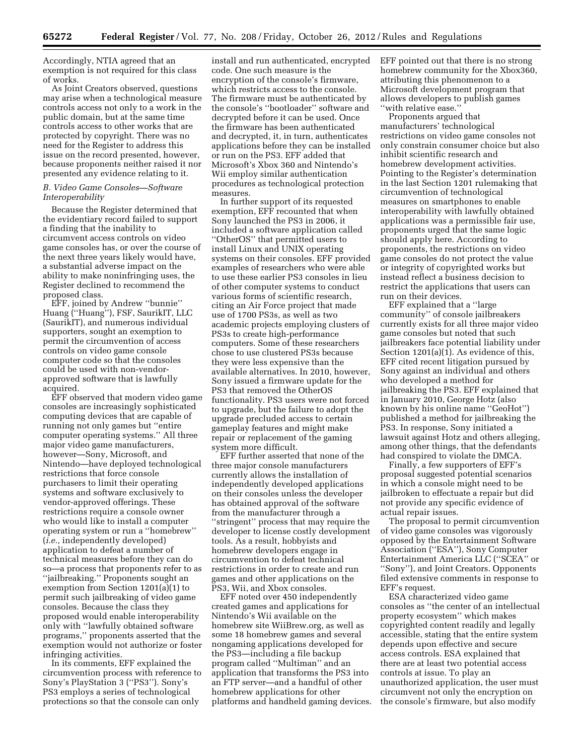Accordingly, NTIA agreed that an exemption is not required for this class of works.

As Joint Creators observed, questions may arise when a technological measure controls access not only to a work in the public domain, but at the same time controls access to other works that are protected by copyright. There was no need for the Register to address this issue on the record presented, however, because proponents neither raised it nor presented any evidence relating to it.

### *B. Video Game Consoles—Software Interoperability*

Because the Register determined that the evidentiary record failed to support a finding that the inability to circumvent access controls on video game consoles has, or over the course of the next three years likely would have, a substantial adverse impact on the ability to make noninfringing uses, the Register declined to recommend the proposed class.

EFF, joined by Andrew ''bunnie'' Huang (''Huang''), FSF, SaurikIT, LLC (SaurikIT), and numerous individual supporters, sought an exemption to permit the circumvention of access controls on video game console computer code so that the consoles could be used with non-vendor-approved software that is lawfully acquired.

EFF observed that modern video game consoles are increasingly sophisticated computing devices that are capable of running not only games but ''entire computer operating systems.'' All three major video game manufacturers, however—Sony, Microsoft, and Nintendo—have deployed technological restrictions that force console purchasers to limit their operating systems and software exclusively to vendor-approved offerings. These restrictions require a console owner who would like to install a computer operating system or run a ''homebrew'' (*i.e.,* independently developed) application to defeat a number of technical measures before they can do so—a process that proponents refer to as ''jailbreaking.'' Proponents sought an exemption from Section 1201(a)(1) to permit such jailbreaking of video game consoles. Because the class they proposed would enable interoperability only with ''lawfully obtained software programs,'' proponents asserted that the exemption would not authorize or foster infringing activities.

In its comments, EFF explained the circumvention process with reference to Sony's PlayStation 3 (''PS3''). Sony's PS3 employs a series of technological protections so that the console can only install and run authenticated, encrypted code. One such measure is the encryption of the console's firmware, which restricts access to the console. The firmware must be authenticated by the console's ''bootloader'' software and decrypted before it can be used. Once the firmware has been authenticated and decrypted, it, in turn, authenticates applications before they can be installed or run on the PS3. EFF added that Microsoft's Xbox 360 and Nintendo's Wii employ similar authentication procedures as technological protection measures.

In further support of its requested exemption, EFF recounted that when Sony launched the PS3 in 2006, it included a software application called ''OtherOS'' that permitted users to install Linux and UNIX operating systems on their consoles. EFF provided examples of researchers who were able to use these earlier PS3 consoles in lieu of other computer systems to conduct various forms of scientific research, citing an Air Force project that made use of 1700 PS3s, as well as two academic projects employing clusters of PS3s to create high-performance computers. Some of these researchers chose to use clustered PS3s because they were less expensive than the available alternatives. In 2010, however, Sony issued a firmware update for the PS3 that removed the OtherOS functionality. PS3 users were not forced to upgrade, but the failure to adopt the upgrade precluded access to certain gameplay features and might make repair or replacement of the gaming system more difficult.

EFF further asserted that none of the three major console manufacturers currently allows the installation of independently developed applications on their consoles unless the developer has obtained approval of the software from the manufacturer through a ''stringent'' process that may require the developer to license costly development tools. As a result, hobbyists and homebrew developers engage in circumvention to defeat technical restrictions in order to create and run games and other applications on the PS3, Wii, and Xbox consoles.

EFF noted over 450 independently created games and applications for Nintendo's Wii available on the homebrew site WiiBrew.org, as well as some 18 homebrew games and several nongaming applications developed for the PS3—including a file backup program called ''Multiman'' and an application that transforms the PS3 into an FTP server—and a handful of other homebrew applications for other platforms and handheld gaming devices. EFF pointed out that there is no strong homebrew community for the Xbox360, attributing this phenomenon to a Microsoft development program that allows developers to publish games ''with relative ease.''

Proponents argued that manufacturers' technological restrictions on video game consoles not only constrain consumer choice but also inhibit scientific research and homebrew development activities. Pointing to the Register's determination in the last Section 1201 rulemaking that circumvention of technological measures on smartphones to enable interoperability with lawfully obtained applications was a permissible fair use, proponents urged that the same logic should apply here. According to proponents, the restrictions on video game consoles do not protect the value or integrity of copyrighted works but instead reflect a business decision to restrict the applications that users can run on their devices.

EFF explained that a ''large community'' of console jailbreakers currently exists for all three major video game consoles but noted that such jailbreakers face potential liability under Section 1201(a)(1). As evidence of this, EFF cited recent litigation pursued by Sony against an individual and others who developed a method for jailbreaking the PS3. EFF explained that in January 2010, George Hotz (also known by his online name ''GeoHot'') published a method for jailbreaking the PS3. In response, Sony initiated a lawsuit against Hotz and others alleging, among other things, that the defendants had conspired to violate the DMCA.

Finally, a few supporters of EFF's proposal suggested potential scenarios in which a console might need to be jailbroken to effectuate a repair but did not provide any specific evidence of actual repair issues.

The proposal to permit circumvention of video game consoles was vigorously opposed by the Entertainment Software Association (''ESA''), Sony Computer Entertainment America LLC (''SCEA'' or ''Sony''), and Joint Creators. Opponents filed extensive comments in response to EFF's request.

ESA characterized video game consoles as ''the center of an intellectual property ecosystem'' which makes copyrighted content readily and legally accessible, stating that the entire system depends upon effective and secure access controls. ESA explained that there are at least two potential access controls at issue. To play an unauthorized application, the user must circumvent not only the encryption on the console's firmware, but also modify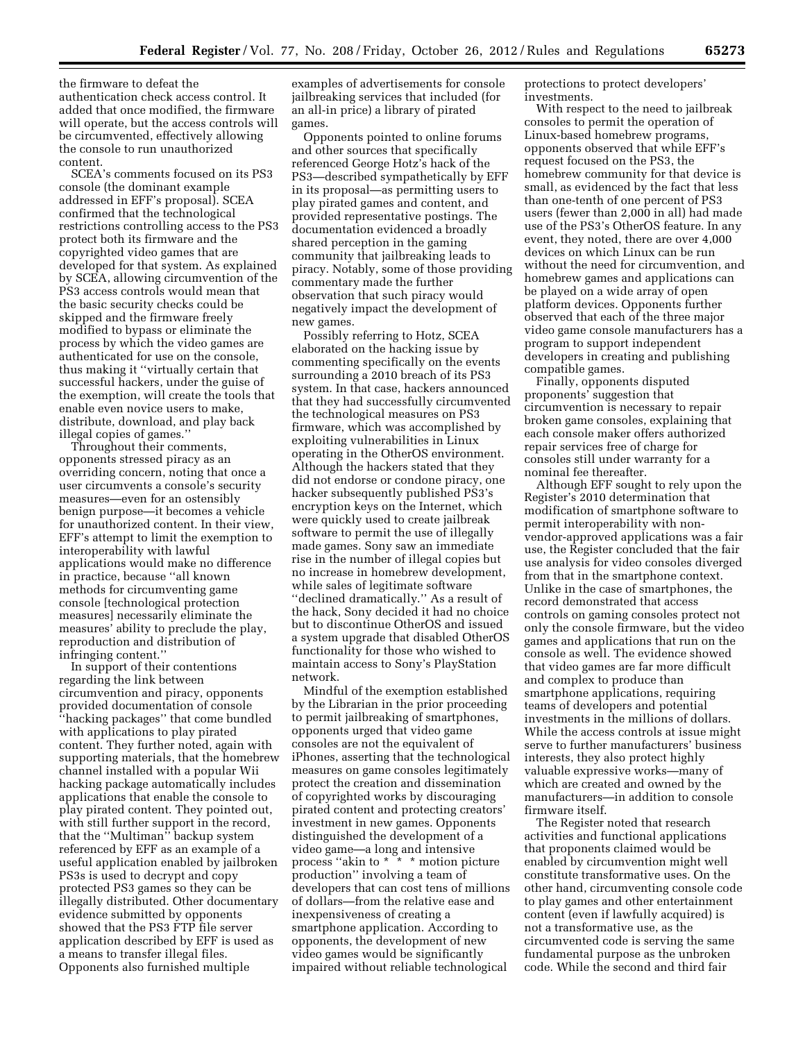the firmware to defeat the authentication check access control. It added that once modified, the firmware will operate, but the access controls will be circumvented, effectively allowing the console to run unauthorized content.

SCEA's comments focused on its PS3 console (the dominant example addressed in EFF's proposal). SCEA confirmed that the technological restrictions controlling access to the PS3 protect both its firmware and the copyrighted video games that are developed for that system. As explained by SCEA, allowing circumvention of the PS3 access controls would mean that the basic security checks could be skipped and the firmware freely modified to bypass or eliminate the process by which the video games are authenticated for use on the console, thus making it ''virtually certain that successful hackers, under the guise of the exemption, will create the tools that enable even novice users to make, distribute, download, and play back illegal copies of games.''

Throughout their comments, opponents stressed piracy as an overriding concern, noting that once a user circumvents a console's security measures—even for an ostensibly benign purpose—it becomes a vehicle for unauthorized content. In their view, EFF's attempt to limit the exemption to interoperability with lawful applications would make no difference in practice, because ''all known methods for circumventing game console [technological protection measures] necessarily eliminate the measures' ability to preclude the play, reproduction and distribution of infringing content.''

In support of their contentions regarding the link between circumvention and piracy, opponents provided documentation of console ''hacking packages'' that come bundled with applications to play pirated content. They further noted, again with supporting materials, that the homebrew channel installed with a popular Wii hacking package automatically includes applications that enable the console to play pirated content. They pointed out, with still further support in the record, that the ''Multiman'' backup system referenced by EFF as an example of a useful application enabled by jailbroken PS3s is used to decrypt and copy protected PS3 games so they can be illegally distributed. Other documentary evidence submitted by opponents showed that the PS3 FTP file server application described by EFF is used as a means to transfer illegal files. Opponents also furnished multiple examples of advertisements for console jailbreaking services that included (for an all-in price) a library of pirated games.

Opponents pointed to online forums and other sources that specifically referenced George Hotz's hack of the PS3—described sympathetically by EFF in its proposal—as permitting users to play pirated games and content, and provided representative postings. The documentation evidenced a broadly shared perception in the gaming community that jailbreaking leads to piracy. Notably, some of those providing commentary made the further observation that such piracy would negatively impact the development of new games.

Possibly referring to Hotz, SCEA elaborated on the hacking issue by commenting specifically on the events surrounding a 2010 breach of its PS3 system. In that case, hackers announced that they had successfully circumvented the technological measures on PS3 firmware, which was accomplished by exploiting vulnerabilities in Linux operating in the OtherOS environment. Although the hackers stated that they did not endorse or condone piracy, one hacker subsequently published PS3's encryption keys on the Internet, which were quickly used to create jailbreak software to permit the use of illegally made games. Sony saw an immediate rise in the number of illegal copies but no increase in homebrew development, while sales of legitimate software ''declined dramatically.'' As a result of the hack, Sony decided it had no choice but to discontinue OtherOS and issued a system upgrade that disabled OtherOS functionality for those who wished to maintain access to Sony's PlayStation network.

Mindful of the exemption established by the Librarian in the prior proceeding to permit jailbreaking of smartphones, opponents urged that video game consoles are not the equivalent of iPhones, asserting that the technological measures on game consoles legitimately protect the creation and dissemination of copyrighted works by discouraging pirated content and protecting creators' investment in new games. Opponents distinguished the development of a video game—a long and intensive process ''akin to * * * motion picture production'' involving a team of developers that can cost tens of millions of dollars—from the relative ease and inexpensiveness of creating a smartphone application. According to opponents, the development of new video games would be significantly impaired without reliable technological protections to protect developers' investments.

With respect to the need to jailbreak consoles to permit the operation of Linux-based homebrew programs, opponents observed that while EFF's request focused on the PS3, the homebrew community for that device is small, as evidenced by the fact that less than one-tenth of one percent of PS3 users (fewer than 2,000 in all) had made use of the PS3's OtherOS feature. In any event, they noted, there are over 4,000 devices on which Linux can be run without the need for circumvention, and homebrew games and applications can be played on a wide array of open platform devices. Opponents further observed that each of the three major video game console manufacturers has a program to support independent developers in creating and publishing compatible games.

Finally, opponents disputed proponents' suggestion that circumvention is necessary to repair broken game consoles, explaining that each console maker offers authorized repair services free of charge for consoles still under warranty for a nominal fee thereafter.

Although EFF sought to rely upon the Register's 2010 determination that modification of smartphone software to permit interoperability with non-vendor-approved applications was a fair use, the Register concluded that the fair use analysis for video consoles diverged from that in the smartphone context. Unlike in the case of smartphones, the record demonstrated that access controls on gaming consoles protect not only the console firmware, but the video games and applications that run on the console as well. The evidence showed that video games are far more difficult and complex to produce than smartphone applications, requiring teams of developers and potential investments in the millions of dollars. While the access controls at issue might serve to further manufacturers' business interests, they also protect highly valuable expressive works—many of which are created and owned by the manufacturers—in addition to console firmware itself.

The Register noted that research activities and functional applications that proponents claimed would be enabled by circumvention might well constitute transformative uses. On the other hand, circumventing console code to play games and other entertainment content (even if lawfully acquired) is not a transformative use, as the circumvented code is serving the same fundamental purpose as the unbroken code. While the second and third fair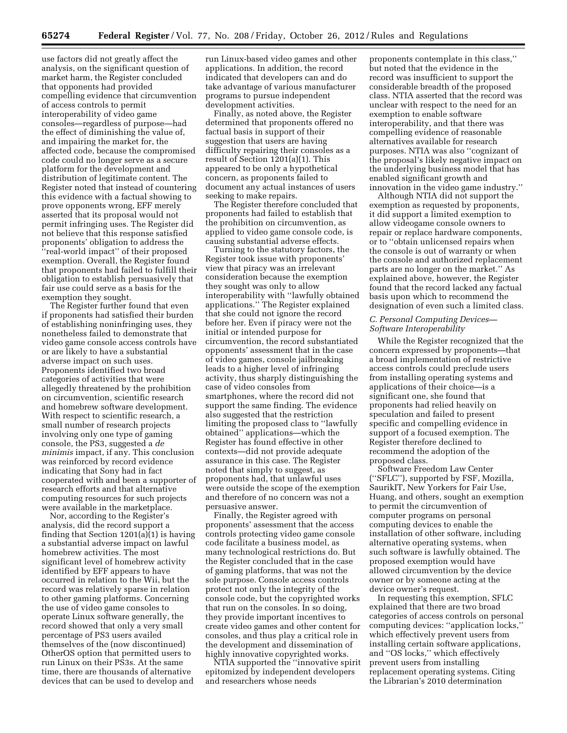use factors did not greatly affect the analysis, on the significant question of market harm, the Register concluded that opponents had provided compelling evidence that circumvention of access controls to permit interoperability of video game consoles—regardless of purpose—had the effect of diminishing the value of, and impairing the market for, the affected code, because the compromised code could no longer serve as a secure platform for the development and distribution of legitimate content. The Register noted that instead of countering this evidence with a factual showing to prove opponents wrong, EFF merely asserted that its proposal would not permit infringing uses. The Register did not believe that this response satisfied proponents' obligation to address the ''real-world impact'' of their proposed exemption. Overall, the Register found that proponents had failed to fulfill their obligation to establish persuasively that fair use could serve as a basis for the exemption they sought.

The Register further found that even if proponents had satisfied their burden of establishing noninfringing uses, they nonetheless failed to demonstrate that video game console access controls have or are likely to have a substantial adverse impact on such uses. Proponents identified two broad categories of activities that were allegedly threatened by the prohibition on circumvention, scientific research and homebrew software development. With respect to scientific research, a small number of research projects involving only one type of gaming console, the PS3, suggested a *de minimis* impact, if any. This conclusion was reinforced by record evidence indicating that Sony had in fact cooperated with and been a supporter of research efforts and that alternative computing resources for such projects were available in the marketplace.

Nor, according to the Register's analysis, did the record support a finding that Section 1201(a)(1) is having a substantial adverse impact on lawful homebrew activities. The most significant level of homebrew activity identified by EFF appears to have occurred in relation to the Wii, but the record was relatively sparse in relation to other gaming platforms. Concerning the use of video game consoles to operate Linux software generally, the record showed that only a very small percentage of PS3 users availed themselves of the (now discontinued) OtherOS option that permitted users to run Linux on their PS3s. At the same time, there are thousands of alternative devices that can be used to develop and run Linux-based video games and other applications. In addition, the record indicated that developers can and do take advantage of various manufacturer programs to pursue independent development activities.

Finally, as noted above, the Register determined that proponents offered no factual basis in support of their suggestion that users are having difficulty repairing their consoles as a result of Section 1201(a)(1). This appeared to be only a hypothetical concern, as proponents failed to document any actual instances of users seeking to make repairs.

The Register therefore concluded that proponents had failed to establish that the prohibition on circumvention, as applied to video game console code, is causing substantial adverse effects.

Turning to the statutory factors, the Register took issue with proponents' view that piracy was an irrelevant consideration because the exemption they sought was only to allow interoperability with ''lawfully obtained applications.'' The Register explained that she could not ignore the record before her. Even if piracy were not the initial or intended purpose for circumvention, the record substantiated opponents' assessment that in the case of video games, console jailbreaking leads to a higher level of infringing activity, thus sharply distinguishing the case of video consoles from smartphones, where the record did not support the same finding. The evidence also suggested that the restriction limiting the proposed class to ''lawfully obtained'' applications—which the Register has found effective in other contexts—did not provide adequate assurance in this case. The Register noted that simply to suggest, as proponents had, that unlawful uses were outside the scope of the exemption and therefore of no concern was not a persuasive answer.

Finally, the Register agreed with proponents' assessment that the access controls protecting video game console code facilitate a business model, as many technological restrictions do. But the Register concluded that in the case of gaming platforms, that was not the sole purpose. Console access controls protect not only the integrity of the console code, but the copyrighted works that run on the consoles. In so doing, they provide important incentives to create video games and other content for consoles, and thus play a critical role in the development and dissemination of highly innovative copyrighted works.

NTIA supported the ''innovative spirit epitomized by independent developers and researchers whose needs proponents contemplate in this class,'' but noted that the evidence in the record was insufficient to support the considerable breadth of the proposed class. NTIA asserted that the record was unclear with respect to the need for an exemption to enable software interoperability, and that there was compelling evidence of reasonable alternatives available for research purposes. NTIA was also ''cognizant of the proposal's likely negative impact on the underlying business model that has enabled significant growth and innovation in the video game industry.''

Although NTIA did not support the exemption as requested by proponents, it did support a limited exemption to allow videogame console owners to repair or replace hardware components, or to ''obtain unlicensed repairs when the console is out of warranty or when the console and authorized replacement parts are no longer on the market.'' As explained above, however, the Register found that the record lacked any factual basis upon which to recommend the designation of even such a limited class.

### *C. Personal Computing Devices—Software Interoperability*

While the Register recognized that the concern expressed by proponents—that a broad implementation of restrictive access controls could preclude users from installing operating systems and applications of their choice—is a significant one, she found that proponents had relied heavily on speculation and failed to present specific and compelling evidence in support of a focused exemption. The Register therefore declined to recommend the adoption of the proposed class.

Software Freedom Law Center (''SFLC''), supported by FSF, Mozilla, SaurikIT, New Yorkers for Fair Use, Huang, and others, sought an exemption to permit the circumvention of computer programs on personal computing devices to enable the installation of other software, including alternative operating systems, when such software is lawfully obtained. The proposed exemption would have allowed circumvention by the device owner or by someone acting at the device owner's request.

In requesting this exemption, SFLC explained that there are two broad categories of access controls on personal computing devices: ''application locks,'' which effectively prevent users from installing certain software applications, and ''OS locks,'' which effectively prevent users from installing replacement operating systems. Citing the Librarian's 2010 determination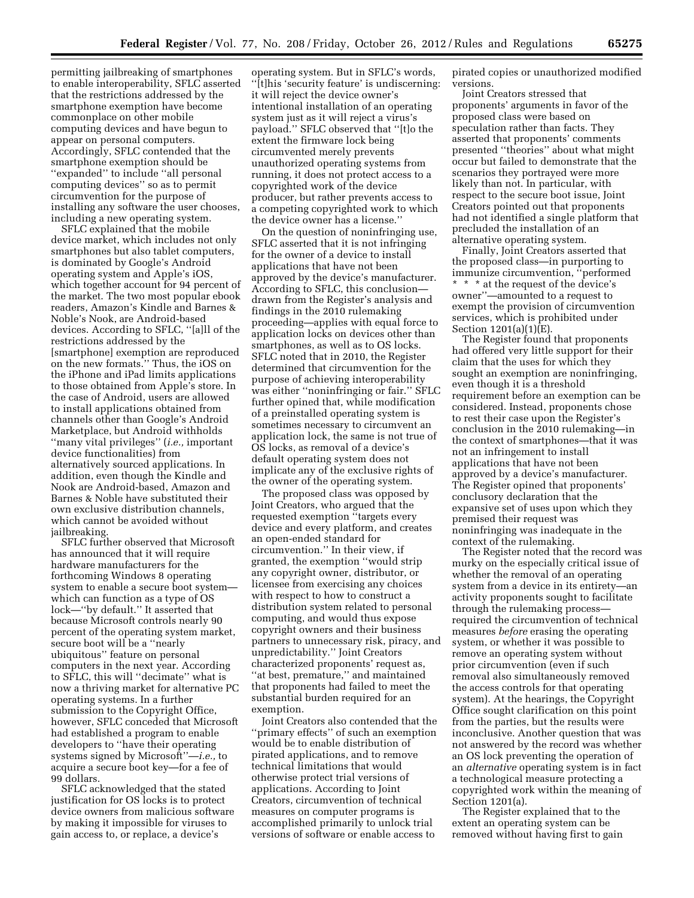permitting jailbreaking of smartphones to enable interoperability, SFLC asserted that the restrictions addressed by the smartphone exemption have become commonplace on other mobile computing devices and have begun to appear on personal computers. Accordingly, SFLC contended that the smartphone exemption should be ''expanded'' to include ''all personal computing devices'' so as to permit circumvention for the purpose of installing any software the user chooses, including a new operating system.

SFLC explained that the mobile device market, which includes not only smartphones but also tablet computers, is dominated by Google's Android operating system and Apple's iOS, which together account for 94 percent of the market. The two most popular ebook readers, Amazon's Kindle and Barnes & Noble's Nook, are Android-based devices. According to SFLC, ''[a]ll of the restrictions addressed by the [smartphone] exemption are reproduced on the new formats.'' Thus, the iOS on the iPhone and iPad limits applications to those obtained from Apple's store. In the case of Android, users are allowed to install applications obtained from channels other than Google's Android Marketplace, but Android withholds ''many vital privileges'' (*i.e.,* important device functionalities) from alternatively sourced applications. In addition, even though the Kindle and Nook are Android-based, Amazon and Barnes & Noble have substituted their own exclusive distribution channels, which cannot be avoided without jailbreaking.

SFLC further observed that Microsoft has announced that it will require hardware manufacturers for the forthcoming Windows 8 operating system to enable a secure boot system—which can function as a type of OS lock—''by default.'' It asserted that because Microsoft controls nearly 90 percent of the operating system market, secure boot will be a ''nearly ubiquitous'' feature on personal computers in the next year. According to SFLC, this will ''decimate'' what is now a thriving market for alternative PC operating systems. In a further submission to the Copyright Office, however, SFLC conceded that Microsoft had established a program to enable developers to ''have their operating systems signed by Microsoft''—*i.e.,* to acquire a secure boot key—for a fee of 99 dollars.

SFLC acknowledged that the stated justification for OS locks is to protect device owners from malicious software by making it impossible for viruses to gain access to, or replace, a device's operating system. But in SFLC's words, ''[t]his 'security feature' is undiscerning: it will reject the device owner's intentional installation of an operating system just as it will reject a virus's payload.'' SFLC observed that ''[t]o the extent the firmware lock being circumvented merely prevents unauthorized operating systems from running, it does not protect access to a copyrighted work of the device producer, but rather prevents access to a competing copyrighted work to which the device owner has a license.''

On the question of noninfringing use, SFLC asserted that it is not infringing for the owner of a device to install applications that have not been approved by the device's manufacturer. According to SFLC, this conclusion—drawn from the Register's analysis and findings in the 2010 rulemaking proceeding—applies with equal force to application locks on devices other than smartphones, as well as to OS locks. SFLC noted that in 2010, the Register determined that circumvention for the purpose of achieving interoperability was either ''noninfringing or fair.'' SFLC further opined that, while modification of a preinstalled operating system is sometimes necessary to circumvent an application lock, the same is not true of OS locks, as removal of a device's default operating system does not implicate any of the exclusive rights of the owner of the operating system.

The proposed class was opposed by Joint Creators, who argued that the requested exemption ''targets every device and every platform, and creates an open-ended standard for circumvention.'' In their view, if granted, the exemption ''would strip any copyright owner, distributor, or licensee from exercising any choices with respect to how to construct a distribution system related to personal computing, and would thus expose copyright owners and their business partners to unnecessary risk, piracy, and unpredictability.'' Joint Creators characterized proponents' request as, ''at best, premature,'' and maintained that proponents had failed to meet the substantial burden required for an exemption.

Joint Creators also contended that the ''primary effects'' of such an exemption would be to enable distribution of pirated applications, and to remove technical limitations that would otherwise protect trial versions of applications. According to Joint Creators, circumvention of technical measures on computer programs is accomplished primarily to unlock trial versions of software or enable access to pirated copies or unauthorized modified versions.

Joint Creators stressed that proponents' arguments in favor of the proposed class were based on speculation rather than facts. They asserted that proponents' comments presented ''theories'' about what might occur but failed to demonstrate that the scenarios they portrayed were more likely than not. In particular, with respect to the secure boot issue, Joint Creators pointed out that proponents had not identified a single platform that precluded the installation of an alternative operating system.

Finally, Joint Creators asserted that the proposed class—in purporting to immunize circumvention, ''performed * * * at the request of the device's owner''—amounted to a request to exempt the provision of circumvention services, which is prohibited under Section 1201(a)(1)(E).

The Register found that proponents had offered very little support for their claim that the uses for which they sought an exemption are noninfringing, even though it is a threshold requirement before an exemption can be considered. Instead, proponents chose to rest their case upon the Register's conclusion in the 2010 rulemaking—in the context of smartphones—that it was not an infringement to install applications that have not been approved by a device's manufacturer. The Register opined that proponents' conclusory declaration that the expansive set of uses upon which they premised their request was noninfringing was inadequate in the context of the rulemaking.

The Register noted that the record was murky on the especially critical issue of whether the removal of an operating system from a device in its entirety—an activity proponents sought to facilitate through the rulemaking process—required the circumvention of technical measures *before* erasing the operating system, or whether it was possible to remove an operating system without prior circumvention (even if such removal also simultaneously removed the access controls for that operating system). At the hearings, the Copyright Office sought clarification on this point from the parties, but the results were inconclusive. Another question that was not answered by the record was whether an OS lock preventing the operation of an *alternative* operating system is in fact a technological measure protecting a copyrighted work within the meaning of Section 1201(a).

The Register explained that to the extent an operating system can be removed without having first to gain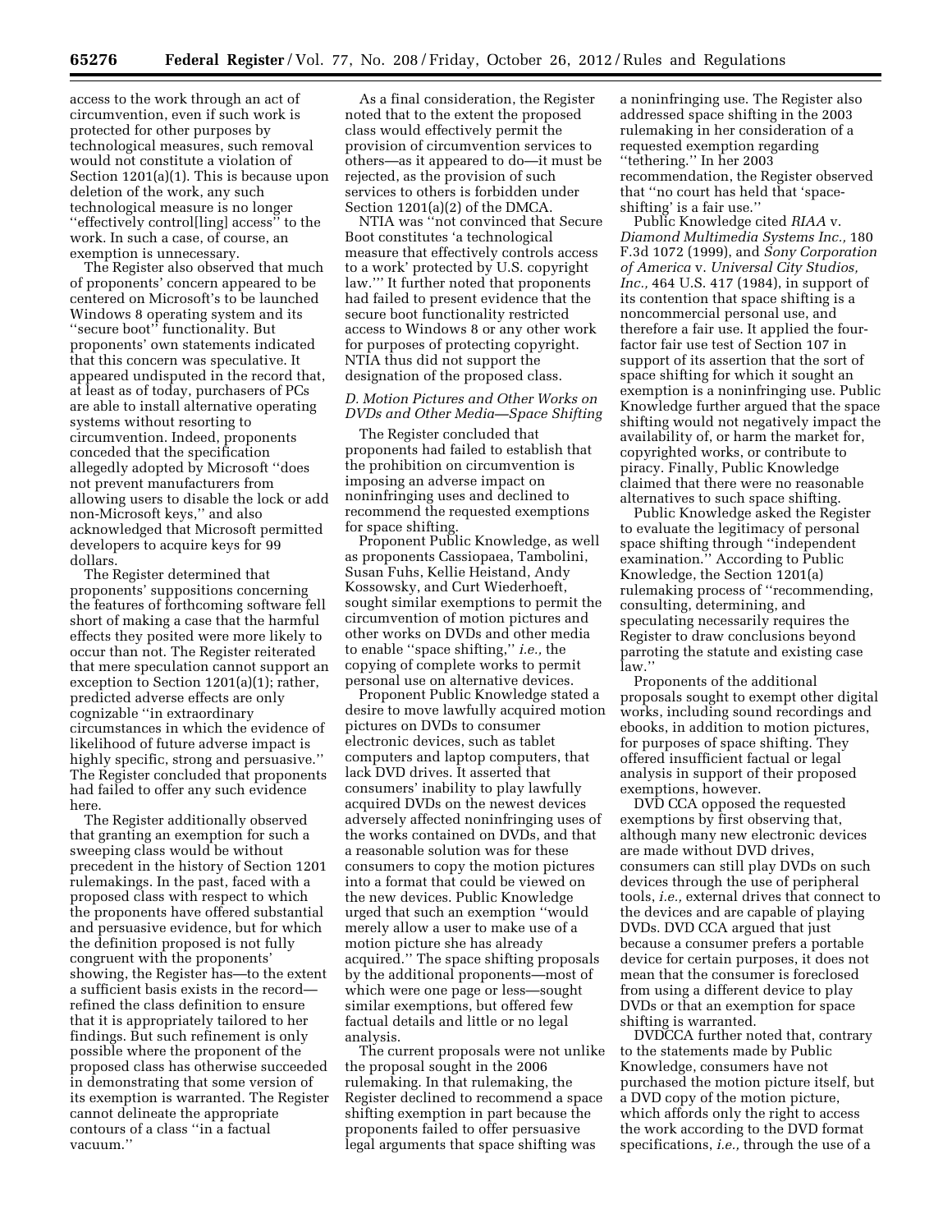access to the work through an act of circumvention, even if such work is protected for other purposes by technological measures, such removal would not constitute a violation of Section 1201(a)(1). This is because upon deletion of the work, any such technological measure is no longer ''effectively control[ling] access'' to the work. In such a case, of course, an exemption is unnecessary.

The Register also observed that much of proponents' concern appeared to be centered on Microsoft's to be launched Windows 8 operating system and its ''secure boot'' functionality. But proponents' own statements indicated that this concern was speculative. It appeared undisputed in the record that, at least as of today, purchasers of PCs are able to install alternative operating systems without resorting to circumvention. Indeed, proponents conceded that the specification allegedly adopted by Microsoft ''does not prevent manufacturers from allowing users to disable the lock or add non-Microsoft keys,'' and also acknowledged that Microsoft permitted developers to acquire keys for 99 dollars.

The Register determined that proponents' suppositions concerning the features of forthcoming software fell short of making a case that the harmful effects they posited were more likely to occur than not. The Register reiterated that mere speculation cannot support an exception to Section 1201(a)(1); rather, predicted adverse effects are only cognizable ''in extraordinary circumstances in which the evidence of likelihood of future adverse impact is highly specific, strong and persuasive.'' The Register concluded that proponents had failed to offer any such evidence here.

The Register additionally observed that granting an exemption for such a sweeping class would be without precedent in the history of Section 1201 rulemakings. In the past, faced with a proposed class with respect to which the proponents have offered substantial and persuasive evidence, but for which the definition proposed is not fully congruent with the proponents' showing, the Register has—to the extent a sufficient basis exists in the record—refined the class definition to ensure that it is appropriately tailored to her findings. But such refinement is only possible where the proponent of the proposed class has otherwise succeeded in demonstrating that some version of its exemption is warranted. The Register cannot delineate the appropriate contours of a class ''in a factual vacuum.''

As a final consideration, the Register noted that to the extent the proposed class would effectively permit the provision of circumvention services to others—as it appeared to do—it must be rejected, as the provision of such services to others is forbidden under Section 1201(a)(2) of the DMCA.

NTIA was ''not convinced that Secure Boot constitutes 'a technological measure that effectively controls access to a work' protected by U.S. copyright law.''' It further noted that proponents had failed to present evidence that the secure boot functionality restricted access to Windows 8 or any other work for purposes of protecting copyright. NTIA thus did not support the designation of the proposed class.

### *D. Motion Pictures and Other Works on DVDs and Other Media—Space Shifting*

The Register concluded that proponents had failed to establish that the prohibition on circumvention is imposing an adverse impact on noninfringing uses and declined to recommend the requested exemptions for space shifting.

Proponent Public Knowledge, as well as proponents Cassiopaea, Tambolini, Susan Fuhs, Kellie Heistand, Andy Kossowsky, and Curt Wiederhoeft, sought similar exemptions to permit the circumvention of motion pictures and other works on DVDs and other media to enable ''space shifting,'' *i.e.,* the copying of complete works to permit personal use on alternative devices.

Proponent Public Knowledge stated a desire to move lawfully acquired motion pictures on DVDs to consumer electronic devices, such as tablet computers and laptop computers, that lack DVD drives. It asserted that consumers' inability to play lawfully acquired DVDs on the newest devices adversely affected noninfringing uses of the works contained on DVDs, and that a reasonable solution was for these consumers to copy the motion pictures into a format that could be viewed on the new devices. Public Knowledge urged that such an exemption ''would merely allow a user to make use of a motion picture she has already acquired.'' The space shifting proposals by the additional proponents—most of which were one page or less—sought similar exemptions, but offered few factual details and little or no legal analysis.

The current proposals were not unlike the proposal sought in the 2006 rulemaking. In that rulemaking, the Register declined to recommend a space shifting exemption in part because the proponents failed to offer persuasive legal arguments that space shifting was a noninfringing use. The Register also addressed space shifting in the 2003 rulemaking in her consideration of a requested exemption regarding ''tethering.'' In her 2003 recommendation, the Register observed that ''no court has held that 'space-shifting' is a fair use.''

Public Knowledge cited *RIAA* v. *Diamond Multimedia Systems Inc.,* 180 F.3d 1072 (1999), and *Sony Corporation of America* v. *Universal City Studios, Inc.,* 464 U.S. 417 (1984), in support of its contention that space shifting is a noncommercial personal use, and therefore a fair use. It applied the four-factor fair use test of Section 107 in support of its assertion that the sort of space shifting for which it sought an exemption is a noninfringing use. Public Knowledge further argued that the space shifting would not negatively impact the availability of, or harm the market for, copyrighted works, or contribute to piracy. Finally, Public Knowledge claimed that there were no reasonable alternatives to such space shifting.

Public Knowledge asked the Register to evaluate the legitimacy of personal space shifting through ''independent examination.'' According to Public Knowledge, the Section 1201(a) rulemaking process of ''recommending, consulting, determining, and speculating necessarily requires the Register to draw conclusions beyond parroting the statute and existing case law.''

Proponents of the additional proposals sought to exempt other digital works, including sound recordings and ebooks, in addition to motion pictures, for purposes of space shifting. They offered insufficient factual or legal analysis in support of their proposed exemptions, however.

DVD CCA opposed the requested exemptions by first observing that, although many new electronic devices are made without DVD drives, consumers can still play DVDs on such devices through the use of peripheral tools, *i.e.,* external drives that connect to the devices and are capable of playing DVDs. DVD CCA argued that just because a consumer prefers a portable device for certain purposes, it does not mean that the consumer is foreclosed from using a different device to play DVDs or that an exemption for space shifting is warranted.

DVDCCA further noted that, contrary to the statements made by Public Knowledge, consumers have not purchased the motion picture itself, but a DVD copy of the motion picture, which affords only the right to access the work according to the DVD format specifications, *i.e.,* through the use of a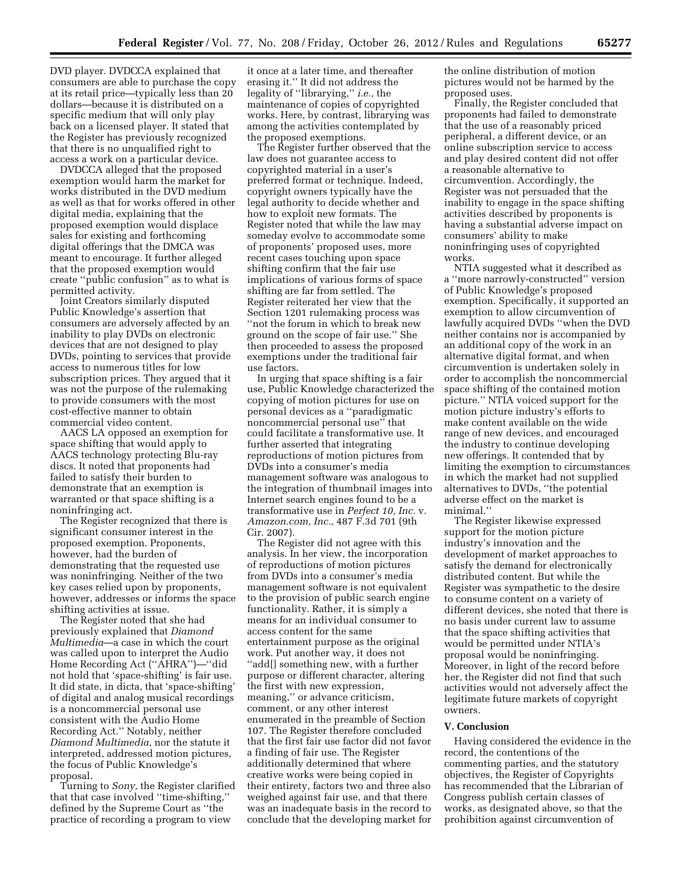DVD player. DVDCCA explained that consumers are able to purchase the copy at its retail price—typically less than 20 dollars—because it is distributed on a specific medium that will only play back on a licensed player. It stated that the Register has previously recognized that there is no unqualified right to access a work on a particular device.

DVDCCA alleged that the proposed exemption would harm the market for works distributed in the DVD medium as well as that for works offered in other digital media, explaining that the proposed exemption would displace sales for existing and forthcoming digital offerings that the DMCA was meant to encourage. It further alleged that the proposed exemption would create ''public confusion'' as to what is permitted activity.

Joint Creators similarly disputed Public Knowledge's assertion that consumers are adversely affected by an inability to play DVDs on electronic devices that are not designed to play DVDs, pointing to services that provide access to numerous titles for low subscription prices. They argued that it was not the purpose of the rulemaking to provide consumers with the most cost-effective manner to obtain commercial video content.

AACS LA opposed an exemption for space shifting that would apply to AACS technology protecting Blu-ray discs. It noted that proponents had failed to satisfy their burden to demonstrate that an exemption is warranted or that space shifting is a noninfringing act.

The Register recognized that there is significant consumer interest in the proposed exemption. Proponents, however, had the burden of demonstrating that the requested use was noninfringing. Neither of the two key cases relied upon by proponents, however, addresses or informs the space shifting activities at issue.

The Register noted that she had previously explained that *Diamond Multimedia*—a case in which the court was called upon to interpret the Audio Home Recording Act (''AHRA'')—''did not hold that 'space-shifting' is fair use. It did state, in dicta, that 'space-shifting' of digital and analog musical recordings is a noncommercial personal use consistent with the Audio Home Recording Act.'' Notably, neither *Diamond Multimedia,* nor the statute it interpreted, addressed motion pictures, the focus of Public Knowledge's proposal.

Turning to *Sony,* the Register clarified that that case involved ''time-shifting,'' defined by the Supreme Court as ''the practice of recording a program to view it once at a later time, and thereafter erasing it.'' It did not address the legality of ''librarying,'' *i.e.,* the maintenance of copies of copyrighted works. Here, by contrast, librarying was among the activities contemplated by the proposed exemptions.

The Register further observed that the law does not guarantee access to copyrighted material in a user's preferred format or technique. Indeed, copyright owners typically have the legal authority to decide whether and how to exploit new formats. The Register noted that while the law may someday evolve to accommodate some of proponents' proposed uses, more recent cases touching upon space shifting confirm that the fair use implications of various forms of space shifting are far from settled. The Register reiterated her view that the Section 1201 rulemaking process was ''not the forum in which to break new ground on the scope of fair use.'' She then proceeded to assess the proposed exemptions under the traditional fair use factors.

In urging that space shifting is a fair use, Public Knowledge characterized the copying of motion pictures for use on personal devices as a ''paradigmatic noncommercial personal use'' that could facilitate a transformative use. It further asserted that integrating reproductions of motion pictures from DVDs into a consumer's media management software was analogous to the integration of thumbnail images into Internet search engines found to be a transformative use in *Perfect 10, Inc.* v. *Amazon.com, Inc.,* 487 F.3d 701 (9th Cir. 2007).

The Register did not agree with this analysis. In her view, the incorporation of reproductions of motion pictures from DVDs into a consumer's media management software is not equivalent to the provision of public search engine functionality. Rather, it is simply a means for an individual consumer to access content for the same entertainment purpose as the original work. Put another way, it does not ''add[] something new, with a further purpose or different character, altering the first with new expression, meaning,'' or advance criticism, comment, or any other interest enumerated in the preamble of Section 107. The Register therefore concluded that the first fair use factor did not favor a finding of fair use. The Register additionally determined that where creative works were being copied in their entirety, factors two and three also weighed against fair use, and that there was an inadequate basis in the record to conclude that the developing market for the online distribution of motion pictures would not be harmed by the proposed uses.

Finally, the Register concluded that proponents had failed to demonstrate that the use of a reasonably priced peripheral, a different device, or an online subscription service to access and play desired content did not offer a reasonable alternative to circumvention. Accordingly, the Register was not persuaded that the inability to engage in the space shifting activities described by proponents is having a substantial adverse impact on consumers' ability to make noninfringing uses of copyrighted works.

NTIA suggested what it described as a ''more narrowly-constructed'' version of Public Knowledge's proposed exemption. Specifically, it supported an exemption to allow circumvention of lawfully acquired DVDs ''when the DVD neither contains nor is accompanied by an additional copy of the work in an alternative digital format, and when circumvention is undertaken solely in order to accomplish the noncommercial space shifting of the contained motion picture.'' NTIA voiced support for the motion picture industry's efforts to make content available on the wide range of new devices, and encouraged the industry to continue developing new offerings. It contended that by limiting the exemption to circumstances in which the market had not supplied alternatives to DVDs, ''the potential adverse effect on the market is minimal.''

The Register likewise expressed support for the motion picture industry's innovation and the development of market approaches to satisfy the demand for electronically distributed content. But while the Register was sympathetic to the desire to consume content on a variety of different devices, she noted that there is no basis under current law to assume that the space shifting activities that would be permitted under NTIA's proposal would be noninfringing. Moreover, in light of the record before her, the Register did not find that such activities would not adversely affect the legitimate future markets of copyright owners.

## V. Conclusion

Having considered the evidence in the record, the contentions of the commenting parties, and the statutory objectives, the Register of Copyrights has recommended that the Librarian of Congress publish certain classes of works, as designated above, so that the prohibition against circumvention of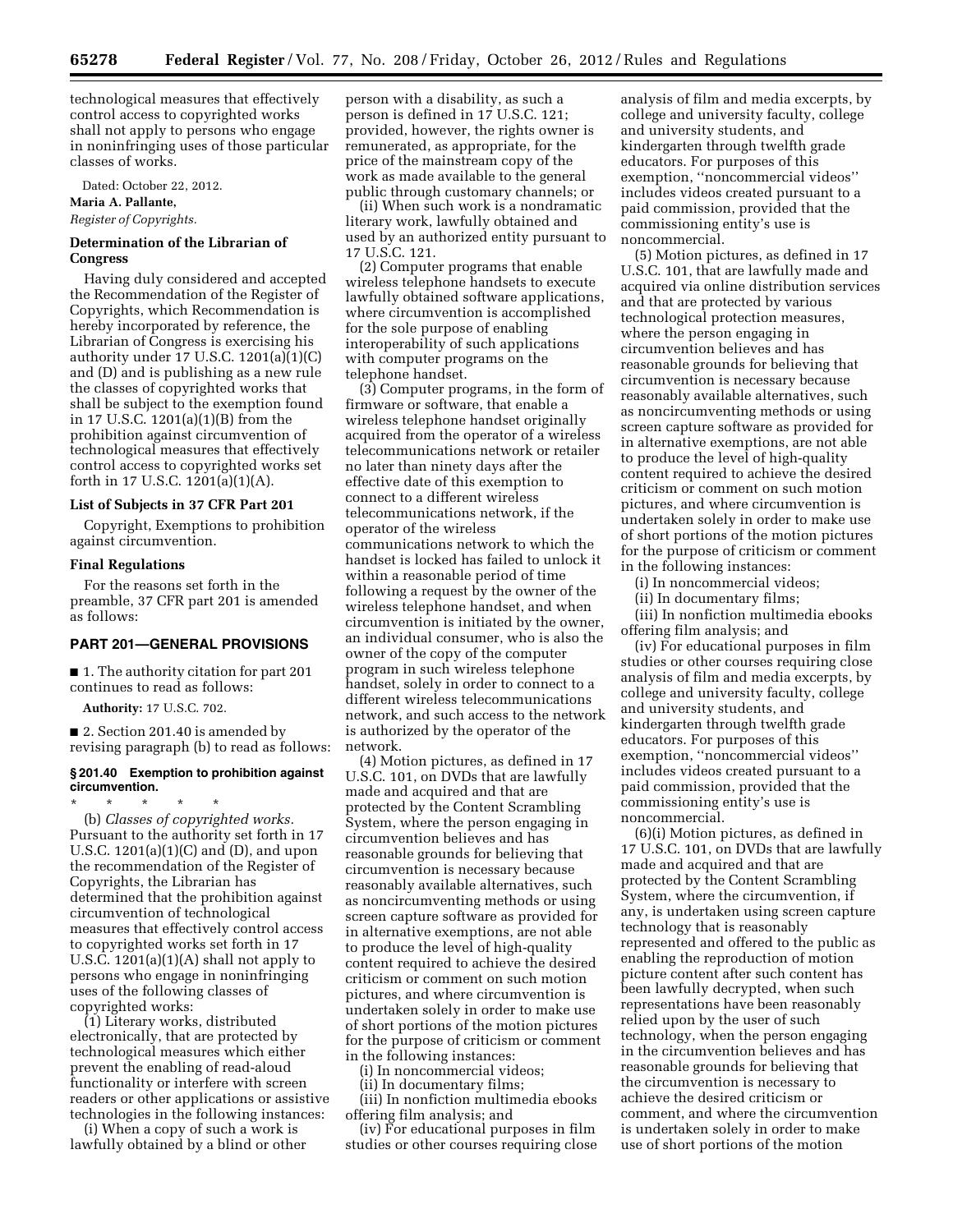technological measures that effectively control access to copyrighted works shall not apply to persons who engage in noninfringing uses of those particular classes of works.

Dated: October 22, 2012.

**Maria A. Pallante,**

*Register of Copyrights.*

### Determination of the Librarian of Congress

Having duly considered and accepted the Recommendation of the Register of Copyrights, which Recommendation is hereby incorporated by reference, the Librarian of Congress is exercising his authority under 17 U.S.C. 1201(a)(1)(C) and (D) and is publishing as a new rule the classes of copyrighted works that shall be subject to the exemption found in 17 U.S.C. 1201(a)(1)(B) from the prohibition against circumvention of technological measures that effectively control access to copyrighted works set forth in 17 U.S.C. 1201(a)(1)(A).

### List of Subjects in 37 CFR Part 201

Copyright, Exemptions to prohibition against circumvention.

### Final Regulations

For the reasons set forth in the preamble, 37 CFR part 201 is amended as follows:

## PART 201—GENERAL PROVISIONS

■ 1. The authority citation for part 201 continues to read as follows:

**Authority:** 17 U.S.C. 702.

■ 2. Section 201.40 is amended by revising paragraph (b) to read as follows:

### § 201.40 Exemption to prohibition against circumvention.

\* \* \* \* \*

(b) *Classes of copyrighted works.* Pursuant to the authority set forth in 17 U.S.C. 1201(a)(1)(C) and (D), and upon the recommendation of the Register of Copyrights, the Librarian has determined that the prohibition against circumvention of technological measures that effectively control access to copyrighted works set forth in 17 U.S.C. 1201(a)(1)(A) shall not apply to persons who engage in noninfringing uses of the following classes of copyrighted works:

(1) Literary works, distributed electronically, that are protected by technological measures which either prevent the enabling of read-aloud functionality or interfere with screen readers or other applications or assistive technologies in the following instances:

(i) When a copy of such a work is lawfully obtained by a blind or other person with a disability, as such a person is defined in 17 U.S.C. 121; provided, however, the rights owner is remunerated, as appropriate, for the price of the mainstream copy of the work as made available to the general public through customary channels; or

(ii) When such work is a nondramatic literary work, lawfully obtained and used by an authorized entity pursuant to 17 U.S.C. 121.

(2) Computer programs that enable wireless telephone handsets to execute lawfully obtained software applications, where circumvention is accomplished for the sole purpose of enabling interoperability of such applications with computer programs on the telephone handset.

(3) Computer programs, in the form of firmware or software, that enable a wireless telephone handset originally acquired from the operator of a wireless telecommunications network or retailer no later than ninety days after the effective date of this exemption to connect to a different wireless telecommunications network, if the operator of the wireless communications network to which the handset is locked has failed to unlock it within a reasonable period of time following a request by the owner of the wireless telephone handset, and when circumvention is initiated by the owner, an individual consumer, who is also the owner of the copy of the computer program in such wireless telephone handset, solely in order to connect to a different wireless telecommunications network, and such access to the network is authorized by the operator of the network.

(4) Motion pictures, as defined in 17 U.S.C. 101, on DVDs that are lawfully made and acquired and that are protected by the Content Scrambling System, where the person engaging in circumvention believes and has reasonable grounds for believing that circumvention is necessary because reasonably available alternatives, such as noncircumventing methods or using screen capture software as provided for in alternative exemptions, are not able to produce the level of high-quality content required to achieve the desired criticism or comment on such motion pictures, and where circumvention is undertaken solely in order to make use of short portions of the motion pictures for the purpose of criticism or comment in the following instances:

(i) In noncommercial videos;

(ii) In documentary films;

(iii) In nonfiction multimedia ebooks offering film analysis; and

(iv) For educational purposes in film studies or other courses requiring close analysis of film and media excerpts, by college and university faculty, college and university students, and kindergarten through twelfth grade educators. For purposes of this exemption, "noncommercial videos" includes videos created pursuant to a paid commission, provided that the commissioning entity's use is noncommercial.

(5) Motion pictures, as defined in 17 U.S.C. 101, that are lawfully made and acquired via online distribution services and that are protected by various technological protection measures, where the person engaging in circumvention believes and has reasonable grounds for believing that circumvention is necessary because reasonably available alternatives, such as noncircumventing methods or using screen capture software as provided for in alternative exemptions, are not able to produce the level of high-quality content required to achieve the desired criticism or comment on such motion pictures, and where circumvention is undertaken solely in order to make use of short portions of the motion pictures for the purpose of criticism or comment in the following instances:

(i) In noncommercial videos;

(ii) In documentary films;

(iii) In nonfiction multimedia ebooks offering film analysis; and

(iv) For educational purposes in film studies or other courses requiring close analysis of film and media excerpts, by college and university faculty, college and university students, and kindergarten through twelfth grade educators. For purposes of this exemption, "noncommercial videos" includes videos created pursuant to a paid commission, provided that the commissioning entity's use is noncommercial.

(6)(i) Motion pictures, as defined in 17 U.S.C. 101, on DVDs that are lawfully made and acquired and that are protected by the Content Scrambling System, where the circumvention, if any, is undertaken using screen capture technology that is reasonably represented and offered to the public as enabling the reproduction of motion picture content after such content has been lawfully decrypted, when such representations have been reasonably relied upon by the user of such technology, when the person engaging in the circumvention believes and has reasonable grounds for believing that the circumvention is necessary to achieve the desired criticism or comment, and where the circumvention is undertaken solely in order to make use of short portions of the motion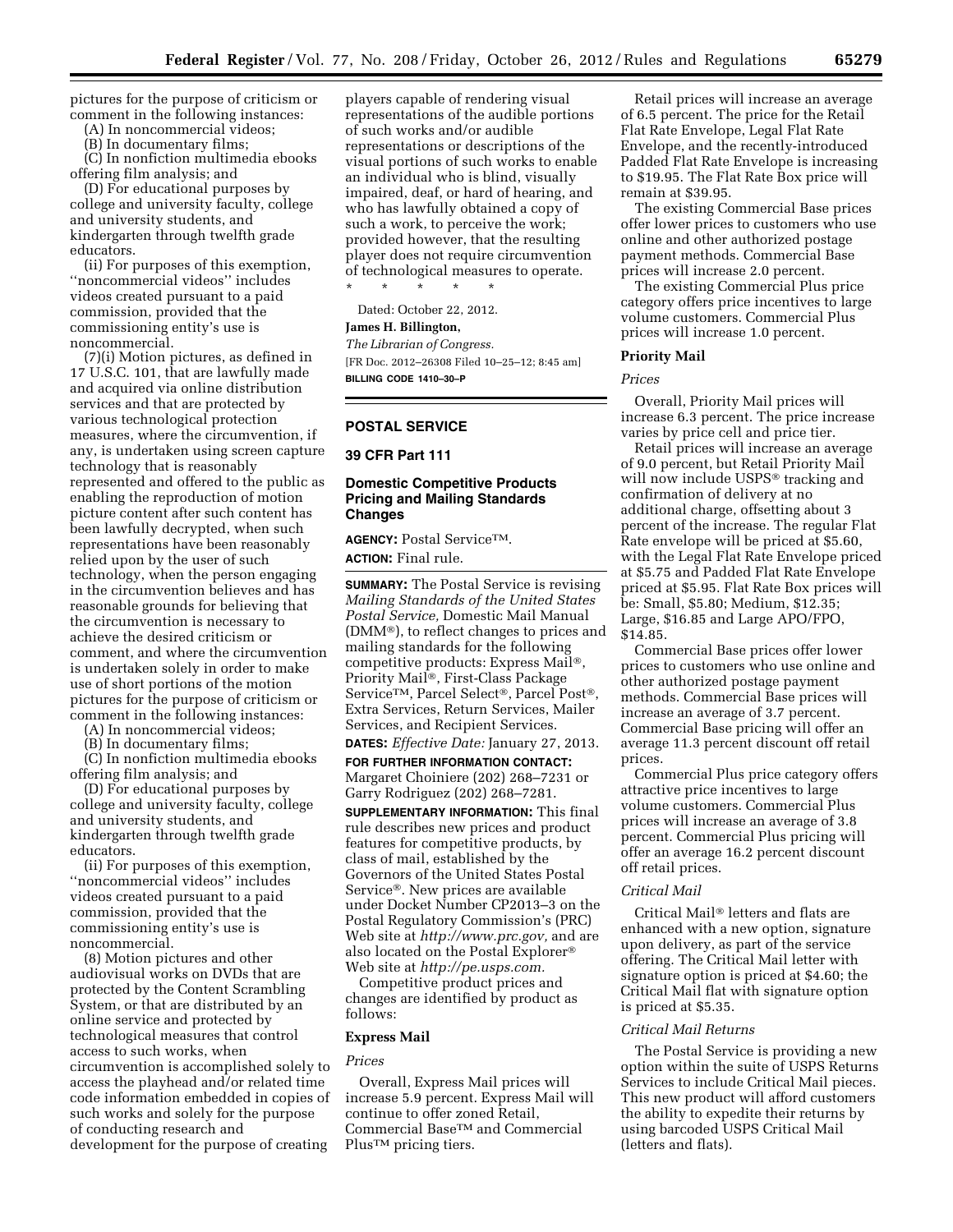pictures for the purpose of criticism or comment in the following instances:

(A) In noncommercial videos;

(B) In documentary films;

(C) In nonfiction multimedia ebooks offering film analysis; and

(D) For educational purposes by college and university faculty, college and university students, and kindergarten through twelfth grade educators.

(ii) For purposes of this exemption, ''noncommercial videos'' includes videos created pursuant to a paid commission, provided that the commissioning entity's use is noncommercial.

(7)(i) Motion pictures, as defined in 17 U.S.C. 101, that are lawfully made and acquired via online distribution services and that are protected by various technological protection measures, where the circumvention, if any, is undertaken using screen capture technology that is reasonably represented and offered to the public as enabling the reproduction of motion picture content after such content has been lawfully decrypted, when such representations have been reasonably relied upon by the user of such technology, when the person engaging in the circumvention believes and has reasonable grounds for believing that the circumvention is necessary to achieve the desired criticism or comment, and where the circumvention is undertaken solely in order to make use of short portions of the motion pictures for the purpose of criticism or comment in the following instances:

(A) In noncommercial videos;

(B) In documentary films;

(C) In nonfiction multimedia ebooks offering film analysis; and

(D) For educational purposes by college and university faculty, college and university students, and kindergarten through twelfth grade educators.

(ii) For purposes of this exemption, ''noncommercial videos'' includes videos created pursuant to a paid commission, provided that the commissioning entity's use is noncommercial.

(8) Motion pictures and other audiovisual works on DVDs that are protected by the Content Scrambling System, or that are distributed by an online service and protected by technological measures that control access to such works, when circumvention is accomplished solely to access the playhead and/or related time code information embedded in copies of such works and solely for the purpose of conducting research and development for the purpose of creating players capable of rendering visual representations of the audible portions of such works and/or audible representations or descriptions of the visual portions of such works to enable an individual who is blind, visually impaired, deaf, or hard of hearing, and who has lawfully obtained a copy of such a work, to perceive the work; provided however, that the resulting player does not require circumvention of technological measures to operate.

\* \* \* \* \*

Dated: October 22, 2012.

**James H. Billington,**

*The Librarian of Congress.*

[FR Doc. 2012–26308 Filed 10–25–12; 8:45 am]

**BILLING CODE 1410–30–P**

## POSTAL SERVICE

### 39 CFR Part 111

### Domestic Competitive Products Pricing and Mailing Standards Changes

**AGENCY:** Postal Service™.

**ACTION:** Final rule.

**SUMMARY:** The Postal Service is revising *Mailing Standards of the United States Postal Service,* Domestic Mail Manual (DMM®), to reflect changes to prices and mailing standards for the following competitive products: Express Mail®, Priority Mail®, First-Class Package Service™, Parcel Select®, Parcel Post®, Extra Services, Return Services, Mailer Services, and Recipient Services.

**DATES:** *Effective Date:* January 27, 2013.

**FOR FURTHER INFORMATION CONTACT:** Margaret Choiniere (202) 268–7231 or Garry Rodriguez (202) 268–7281.

**SUPPLEMENTARY INFORMATION:** This final rule describes new prices and product features for competitive products, by class of mail, established by the Governors of the United States Postal Service®. New prices are available under Docket Number CP2013–3 on the Postal Regulatory Commission's (PRC) Web site at *http://www.prc.gov,* and are also located on the Postal Explorer® Web site at *http://pe.usps.com.*

Competitive product prices and changes are identified by product as follows:

#### Express Mail

*Prices*

Overall, Express Mail prices will increase 5.9 percent. Express Mail will continue to offer zoned Retail, Commercial Base™ and Commercial Plus™ pricing tiers.

Retail prices will increase an average of 6.5 percent. The price for the Retail Flat Rate Envelope, Legal Flat Rate Envelope, and the recently-introduced Padded Flat Rate Envelope is increasing to $19.95. The Flat Rate Box price will remain at $39.95.

The existing Commercial Base prices offer lower prices to customers who use online and other authorized postage payment methods. Commercial Base prices will increase 2.0 percent.

The existing Commercial Plus price category offers price incentives to large volume customers. Commercial Plus prices will increase 1.0 percent.

#### Priority Mail

*Prices*

Overall, Priority Mail prices will increase 6.3 percent. The price increase varies by price cell and price tier.

Retail prices will increase an average of 9.0 percent, but Retail Priority Mail will now include USPS® tracking and confirmation of delivery at no additional charge, offsetting about 3 percent of the increase. The regular Flat Rate envelope will be priced at $5.60, with the Legal Flat Rate Envelope priced at $5.75 and Padded Flat Rate Envelope priced at $5.95. Flat Rate Box prices will be: Small, $5.80; Medium, $12.35; Large, $16.85 and Large APO/FPO, $14.85.

Commercial Base prices offer lower prices to customers who use online and other authorized postage payment methods. Commercial Base prices will increase an average of 3.7 percent. Commercial Base pricing will offer an average 11.3 percent discount off retail prices.

Commercial Plus price category offers attractive price incentives to large volume customers. Commercial Plus prices will increase an average of 3.8 percent. Commercial Plus pricing will offer an average 16.2 percent discount off retail prices.

*Critical Mail*

Critical Mail® letters and flats are enhanced with a new option, signature upon delivery, as part of the service offering. The Critical Mail letter with signature option is priced at $4.60; the Critical Mail flat with signature option is priced at $5.35.

*Critical Mail Returns*

The Postal Service is providing a new option within the suite of USPS Returns Services to include Critical Mail pieces. This new product will afford customers the ability to expedite their returns by using barcoded USPS Critical Mail (letters and flats).